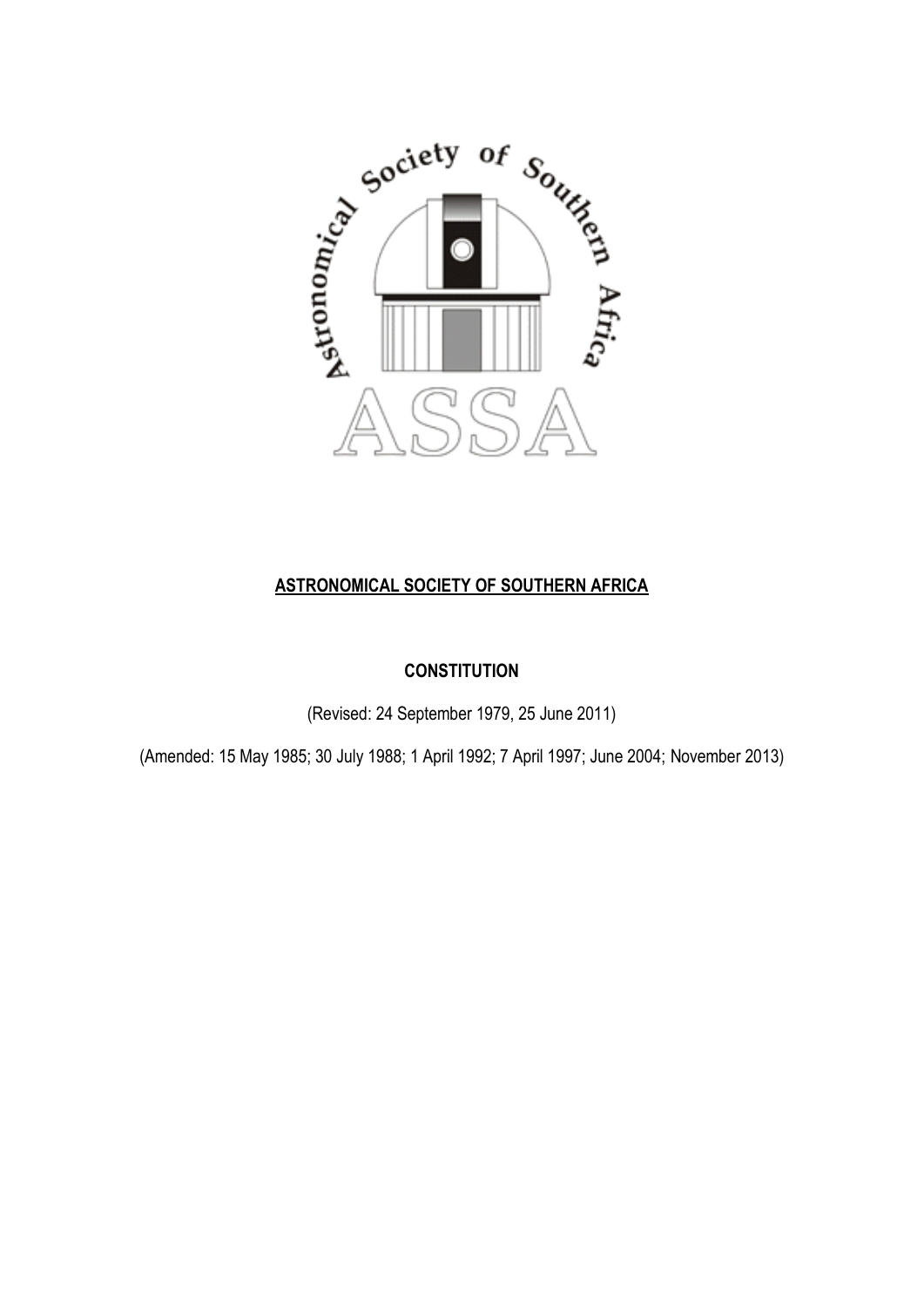**ASTRONOMICAL SOCIETY OF SOUTHERN AFRICA**

**CONSTITUTION**

(Revised: 24 September 1979, 25 June 2011)

(Amended: 15 May 1985; 30 July 1988; 1 April 1992; 7 April 1997; June 2004; November 2013)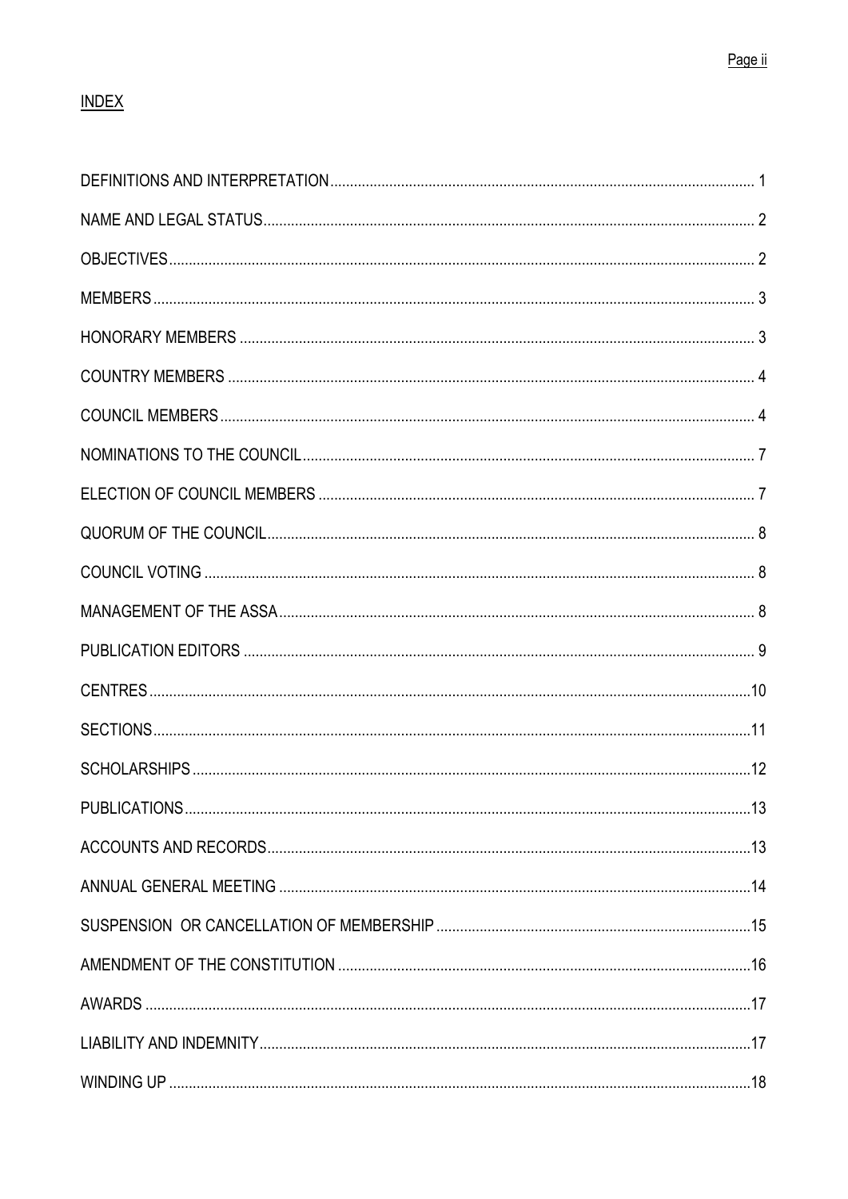## INDEX

| | |
|---|---|
| DEFINITIONS AND INTERPRETATION | 1 |
| NAME AND LEGAL STATUS | 2 |
| OBJECTIVES | 2 |
| MEMBERS | 3 |
| HONORARY MEMBERS | 3 |
| COUNTRY MEMBERS | 4 |
| COUNCIL MEMBERS | 4 |
| NOMINATIONS TO THE COUNCIL | 7 |
| ELECTION OF COUNCIL MEMBERS | 7 |
| QUORUM OF THE COUNCIL | 8 |
| COUNCIL VOTING | 8 |
| MANAGEMENT OF THE ASSA | 8 |
| PUBLICATION EDITORS | 9 |
| CENTRES | 10 |
| SECTIONS | 11 |
| SCHOLARSHIPS | 12 |
| PUBLICATIONS | 13 |
| ACCOUNTS AND RECORDS | 13 |
| ANNUAL GENERAL MEETING | 14 |
| SUSPENSION OR CANCELLATION OF MEMBERSHIP | 15 |
| AMENDMENT OF THE CONSTITUTION | 16 |
| AWARDS | 17 |
| LIABILITY AND INDEMNITY | 17 |
| WINDING UP | 18 |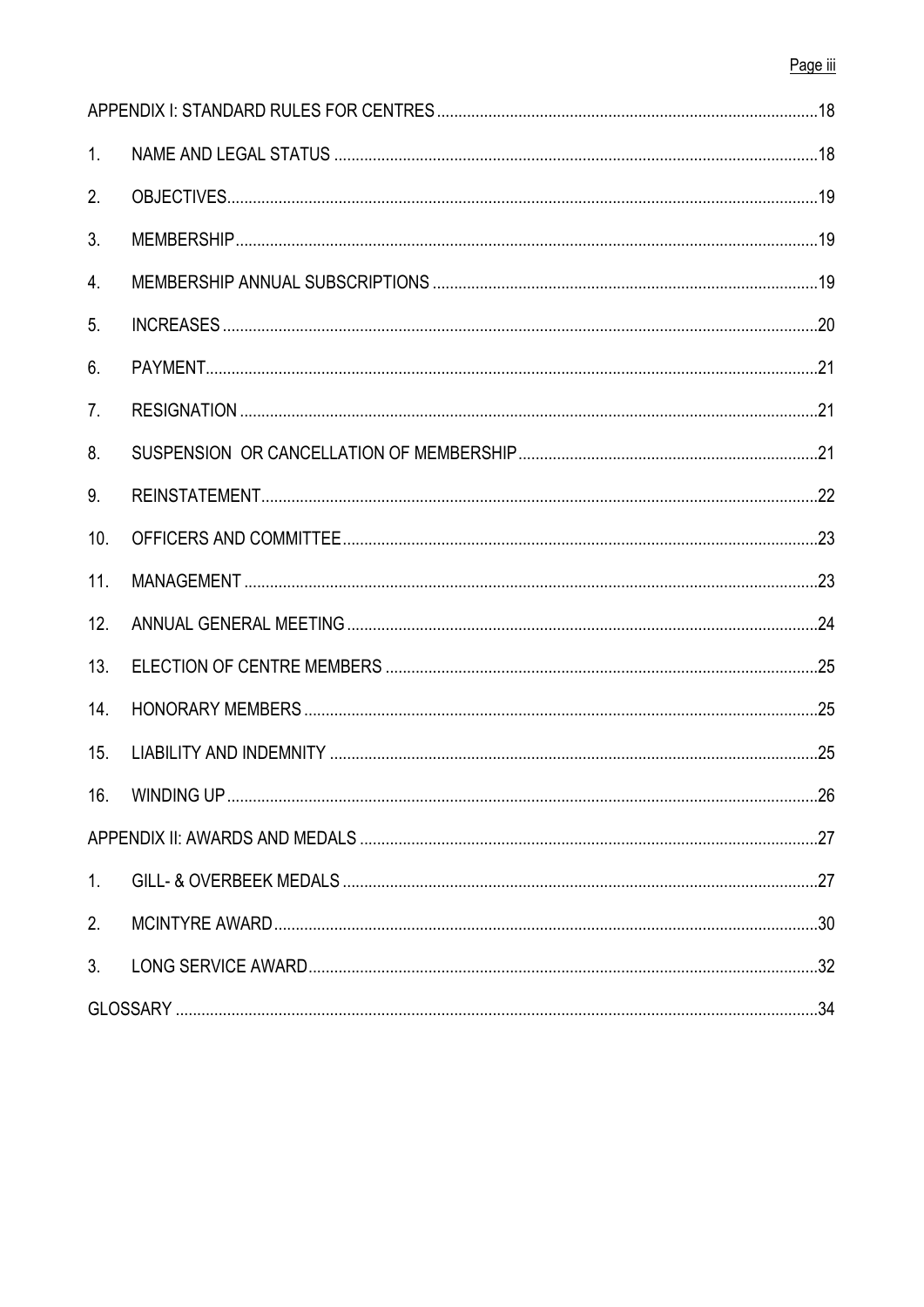| | | |
|---|---|---|
| APPENDIX I: STANDARD RULES FOR CENTRES | | 18 |
| 1. | NAME AND LEGAL STATUS | 18 |
| 2. | OBJECTIVES | 19 |
| 3. | MEMBERSHIP | 19 |
| 4. | MEMBERSHIP ANNUAL SUBSCRIPTIONS | 19 |
| 5. | INCREASES | 20 |
| 6. | PAYMENT | 21 |
| 7. | RESIGNATION | 21 |
| 8. | SUSPENSION OR CANCELLATION OF MEMBERSHIP | 21 |
| 9. | REINSTATEMENT | 22 |
| 10. | OFFICERS AND COMMITTEE | 23 |
| 11. | MANAGEMENT | 23 |
| 12. | ANNUAL GENERAL MEETING | 24 |
| 13. | ELECTION OF CENTRE MEMBERS | 25 |
| 14. | HONORARY MEMBERS | 25 |
| 15. | LIABILITY AND INDEMNITY | 25 |
| 16. | WINDING UP | 26 |
| APPENDIX II: AWARDS AND MEDALS | | 27 |
| 1. | GILL- & OVERBEEK MEDALS | 27 |
| 2. | MCINTYRE AWARD | 30 |
| 3. | LONG SERVICE AWARD | 32 |
| GLOSSARY | | 34 |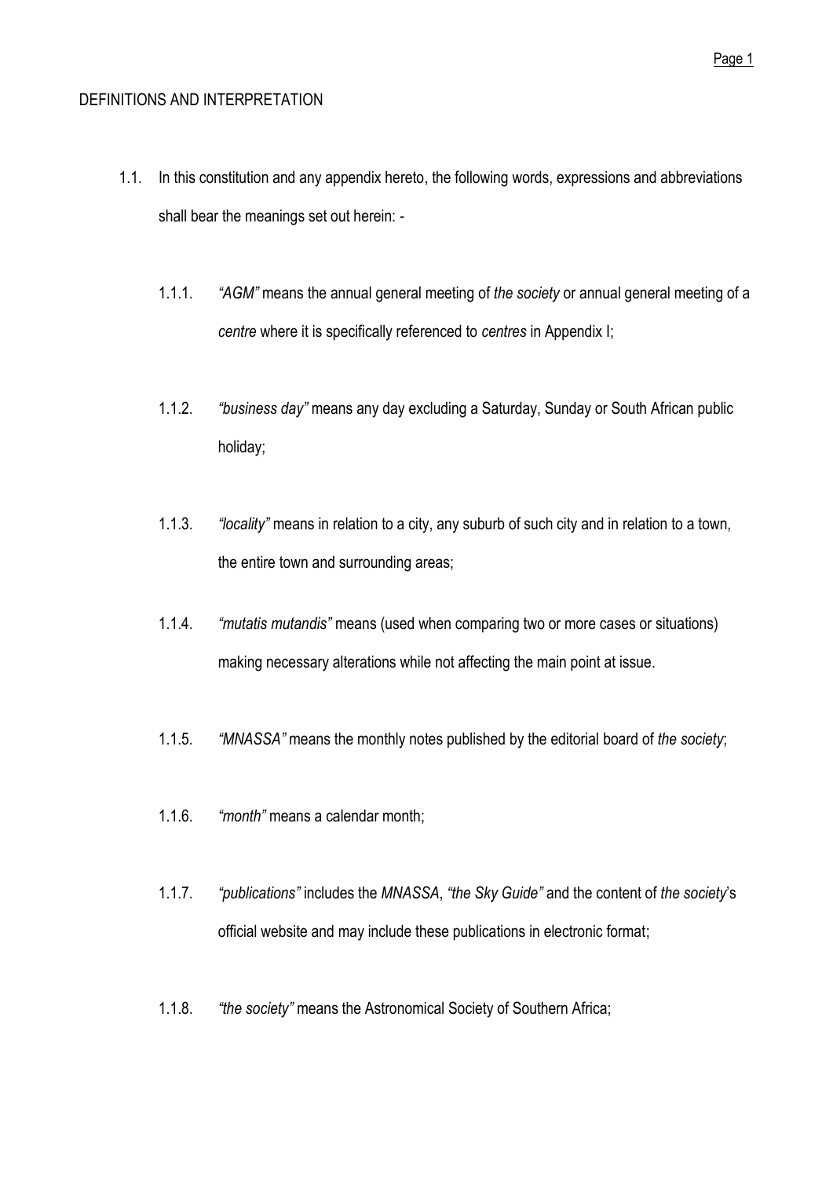## DEFINITIONS AND INTERPRETATION

1.1. In this constitution and any appendix hereto, the following words, expressions and abbreviations shall bear the meanings set out herein: -

1.1.1. *"AGM"* means the annual general meeting of *the society* or annual general meeting of a *centre* where it is specifically referenced to *centres* in Appendix I;

1.1.2. *"business day"* means any day excluding a Saturday, Sunday or South African public holiday;

1.1.3. *"locality"* means in relation to a city, any suburb of such city and in relation to a town, the entire town and surrounding areas;

1.1.4. *"mutatis mutandis"* means (used when comparing two or more cases or situations) making necessary alterations while not affecting the main point at issue.

1.1.5. *"MNASSA"* means the monthly notes published by the editorial board of *the society*;

1.1.6. *"month"* means a calendar month;

1.1.7. *"publications"* includes the *MNASSA*, *"the Sky Guide"* and the content of *the society*'s official website and may include these publications in electronic format;

1.1.8. *"the society"* means the Astronomical Society of Southern Africa;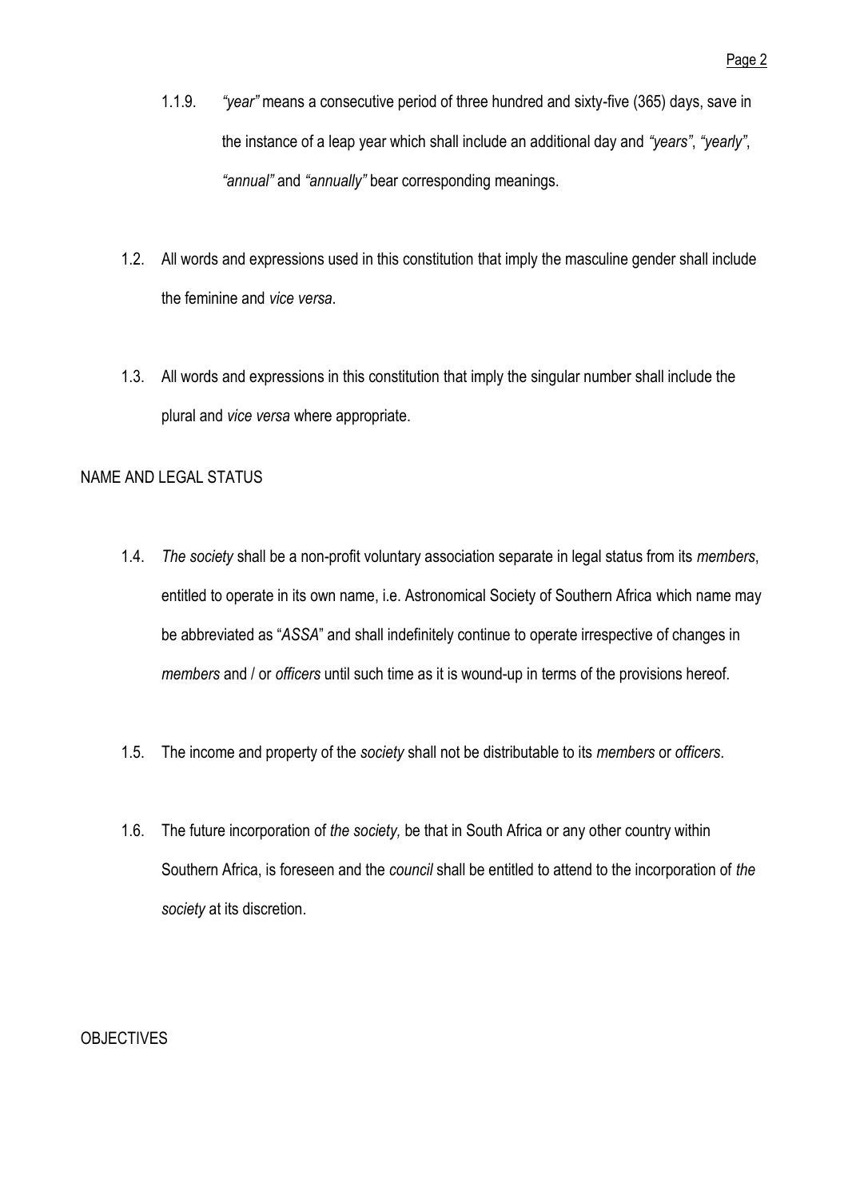1.1.9. *"year"* means a consecutive period of three hundred and sixty-five (365) days, save in the instance of a leap year which shall include an additional day and *"years"*, *"yearly"*, *"annual"* and *"annually"* bear corresponding meanings.

1.2. All words and expressions used in this constitution that imply the masculine gender shall include the feminine and *vice versa*.

1.3. All words and expressions in this constitution that imply the singular number shall include the plural and *vice versa* where appropriate.

NAME AND LEGAL STATUS

1.4. *The society* shall be a non-profit voluntary association separate in legal status from its *members*, entitled to operate in its own name, i.e. Astronomical Society of Southern Africa which name may be abbreviated as "*ASSA*" and shall indefinitely continue to operate irrespective of changes in *members* and / or *officers* until such time as it is wound-up in terms of the provisions hereof.

1.5. The income and property of the *society* shall not be distributable to its *members* or *officers*.

1.6. The future incorporation of *the society,* be that in South Africa or any other country within Southern Africa, is foreseen and the *council* shall be entitled to attend to the incorporation of *the society* at its discretion.

OBJECTIVES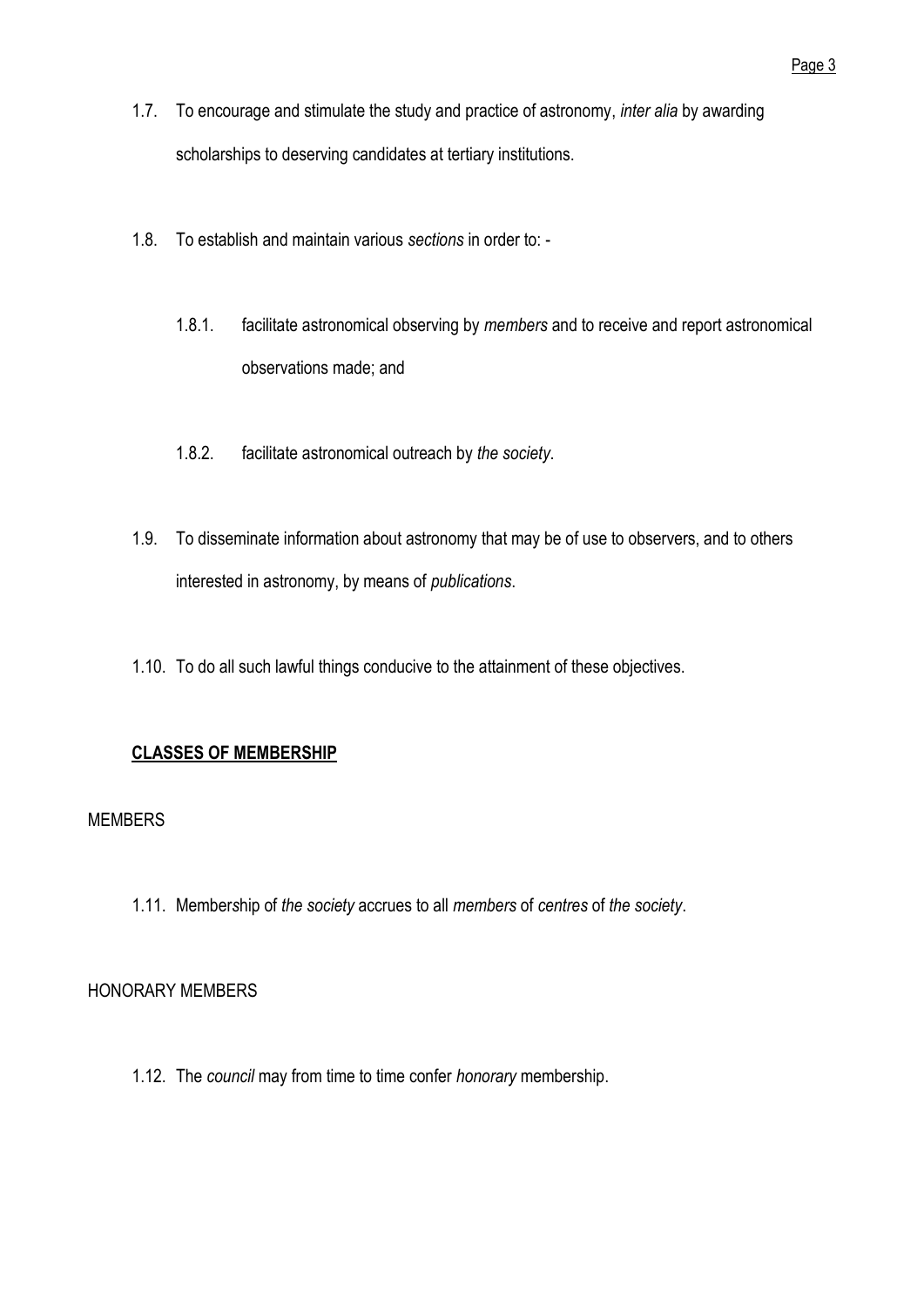1.7. To encourage and stimulate the study and practice of astronomy, *inter alia* by awarding scholarships to deserving candidates at tertiary institutions.

1.8. To establish and maintain various *sections* in order to: -

  1.8.1. facilitate astronomical observing by *members* and to receive and report astronomical observations made; and

  1.8.2. facilitate astronomical outreach by *the society*.

1.9. To disseminate information about astronomy that may be of use to observers, and to others interested in astronomy, by means of *publications*.

1.10. To do all such lawful things conducive to the attainment of these objectives.

## **CLASSES OF MEMBERSHIP**

### MEMBERS

1.11. Membership of *the society* accrues to all *members* of *centres* of *the society*.

### HONORARY MEMBERS

1.12. The *council* may from time to time confer *honorary* membership.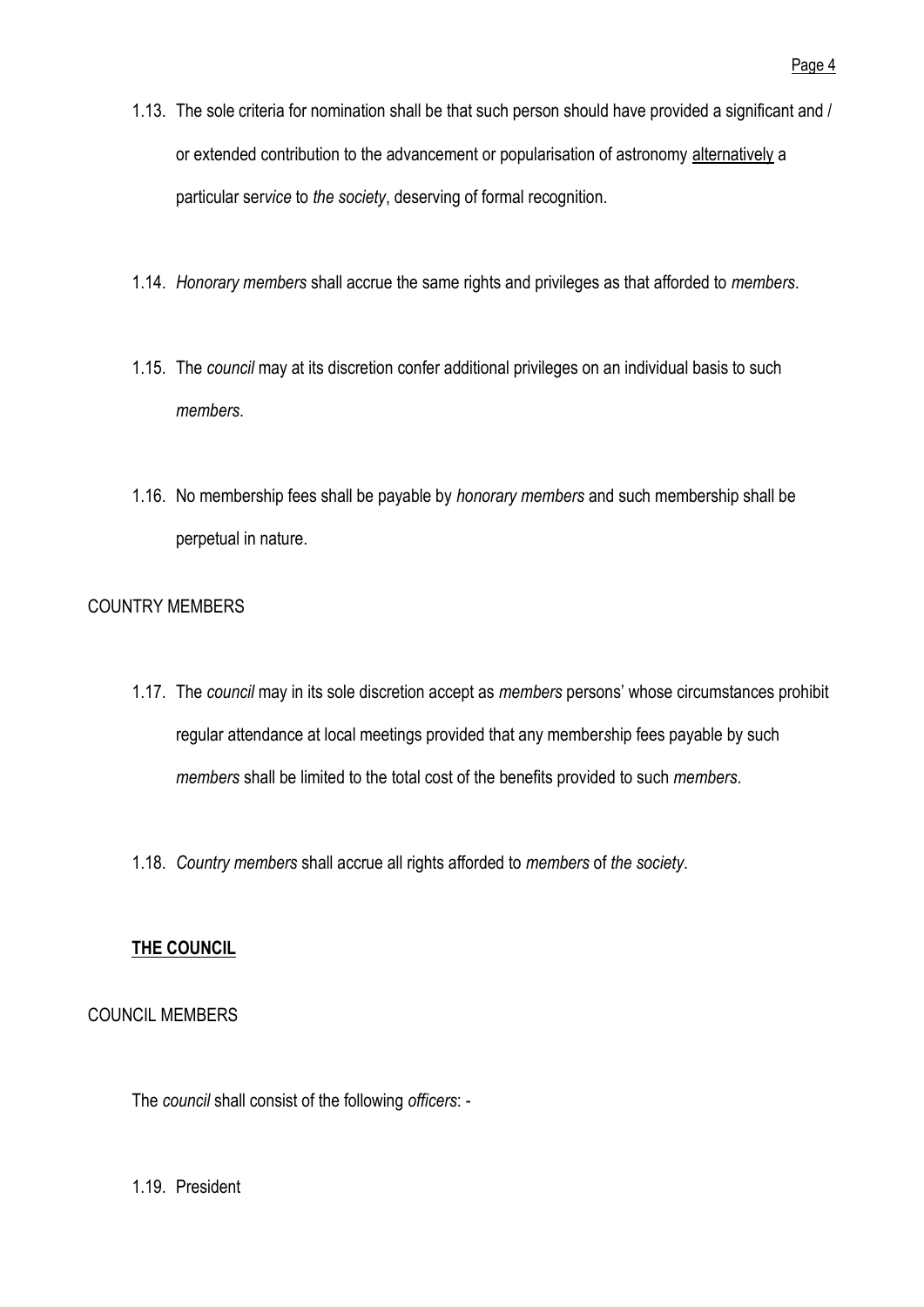1.13. The sole criteria for nomination shall be that such person should have provided a significant and / or extended contribution to the advancement or popularisation of astronomy alternatively a particular serv*ice* to *the society*, deserving of formal recognition.

1.14. *Honorary members* shall accrue the same rights and privileges as that afforded to *members*.

1.15. The *council* may at its discretion confer additional privileges on an individual basis to such *members*.

1.16. No membership fees shall be payable by *honorary members* and such membership shall be perpetual in nature.

COUNTRY MEMBERS

1.17. The *council* may in its sole discretion accept as *members* persons' whose circumstances prohibit regular attendance at local meetings provided that any member*s*hip fees payable by such *members* shall be limited to the total cost of the benefits provided to such *members*.

1.18. *Country members* shall accrue all rights afforded to *members* of *the society*.

## **THE COUNCIL**

COUNCIL MEMBERS

The *council* shall consist of the following *officers*: -

1.19. President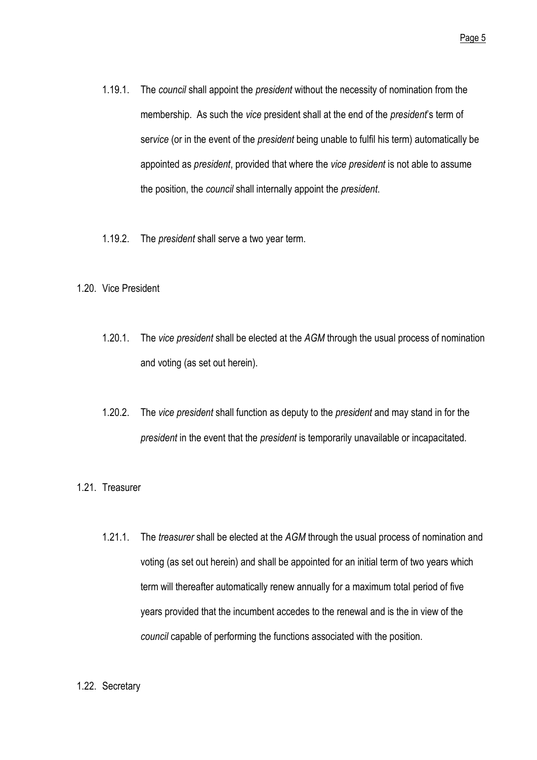1.19.1. The *council* shall appoint the *president* without the necessity of nomination from the membership. As such the *vice* president shall at the end of the *president*'s term of ser*vice* (or in the event of the *president* being unable to fulfil his term) automatically be appointed as *president*, provided that where the *vice president* is not able to assume the position, the *council* shall internally appoint the *president*.

1.19.2. The *president* shall serve a two year term.

1.20. Vice President

1.20.1. The *vice president* shall be elected at the *AGM* through the usual process of nomination and voting (as set out herein).

1.20.2. The *vice president* shall function as deputy to the *president* and may stand in for the *president* in the event that the *president* is temporarily unavailable or incapacitated.

1.21. Treasurer

1.21.1. The *treasurer* shall be elected at the *AGM* through the usual process of nomination and voting (as set out herein) and shall be appointed for an initial term of two years which term will thereafter automatically renew annually for a maximum total period of five years provided that the incumbent accedes to the renewal and is the in view of the *council* capable of performing the functions associated with the position.

1.22. Secretary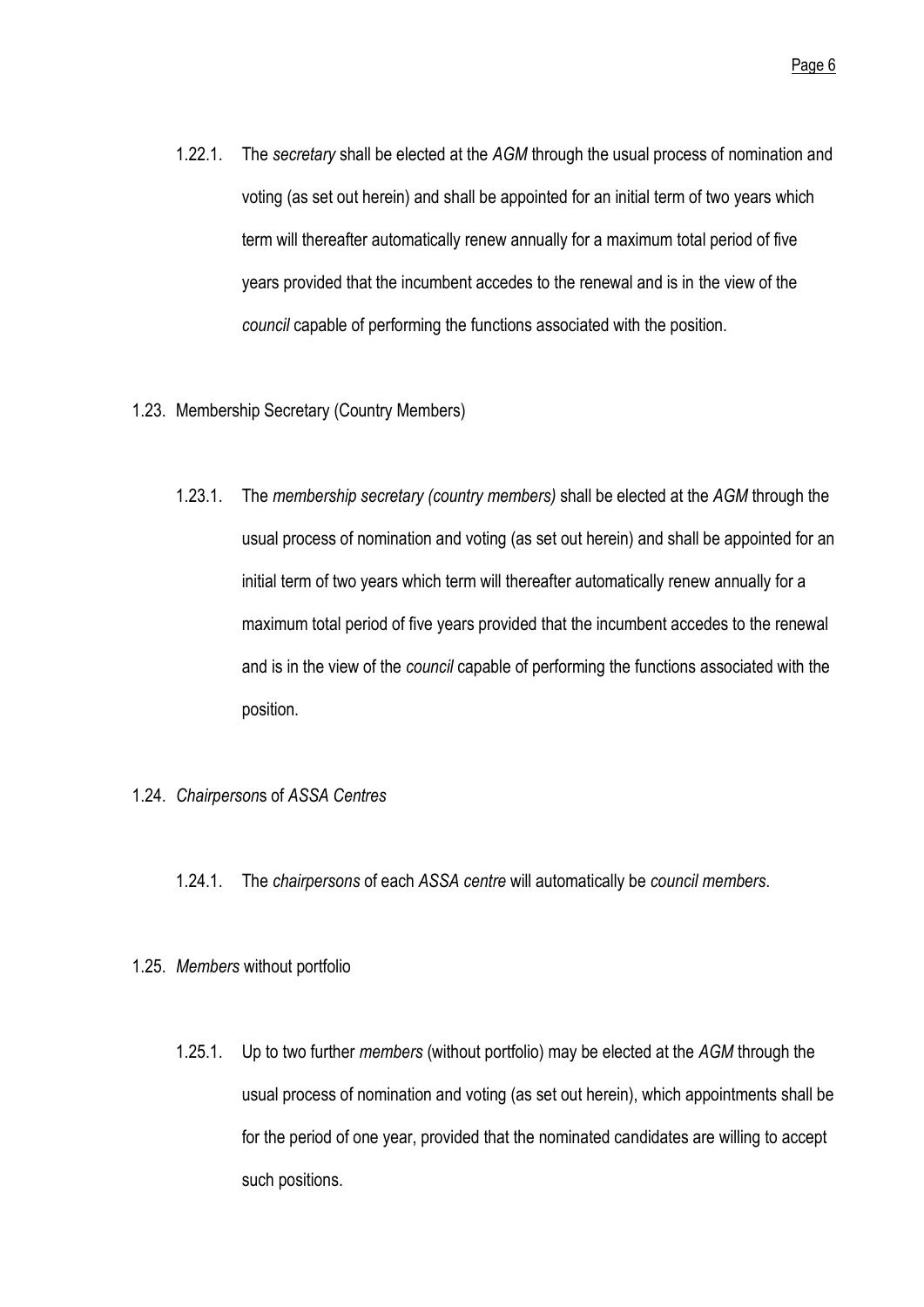1.22.1. The *secretary* shall be elected at the *AGM* through the usual process of nomination and voting (as set out herein) and shall be appointed for an initial term of two years which term will thereafter automatically renew annually for a maximum total period of five years provided that the incumbent accedes to the renewal and is in the view of the *council* capable of performing the functions associated with the position.

1.23. Membership Secretary (Country Members)

1.23.1. The *membership secretary (country members)* shall be elected at the *AGM* through the usual process of nomination and voting (as set out herein) and shall be appointed for an initial term of two years which term will thereafter automatically renew annually for a maximum total period of five years provided that the incumbent accedes to the renewal and is in the view of the *council* capable of performing the functions associated with the position.

1.24. *Chairperson*s of *ASSA Centres*

1.24.1. The *chairpersons* of each *ASSA centre* will automatically be *council members*.

1.25. *Members* without portfolio

1.25.1. Up to two further *members* (without portfolio) may be elected at the *AGM* through the usual process of nomination and voting (as set out herein), which appointments shall be for the period of one year, provided that the nominated candidates are willing to accept such positions.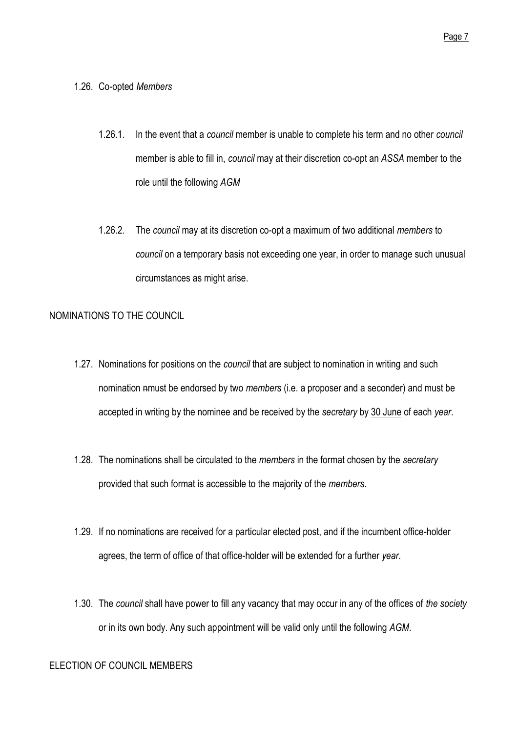1.26. Co-opted *Members*

1.26.1. In the event that a *council* member is unable to complete his term and no other *council* member is able to fill in, *council* may at their discretion co-opt an *ASSA* member to the role until the following *AGM*

1.26.2. The *council* may at its discretion co-opt a maximum of two additional *members* to *council* on a temporary basis not exceeding one year, in order to manage such unusual circumstances as might arise.

NOMINATIONS TO THE COUNCIL

1.27. Nominations for positions on the *council* that are subject to nomination in writing and such nomination ~~n~~must be endorsed by two *members* (i.e. a proposer and a seconder) and must be accepted in writing by the nominee and be received by the *secretary* by <u>30 June</u> of each *year*.

1.28. The nominations shall be circulated to the *members* in the format chosen by the *secretary* provided that such format is accessible to the majority of the *members*.

1.29. If no nominations are received for a particular elected post, and if the incumbent office-holder agrees, the term of office of that office-holder will be extended for a further *year*.

1.30. The *council* shall have power to fill any vacancy that may occur in any of the offices of *the society* or in its own body. Any such appointment will be valid only until the following *AGM*.

ELECTION OF COUNCIL MEMBERS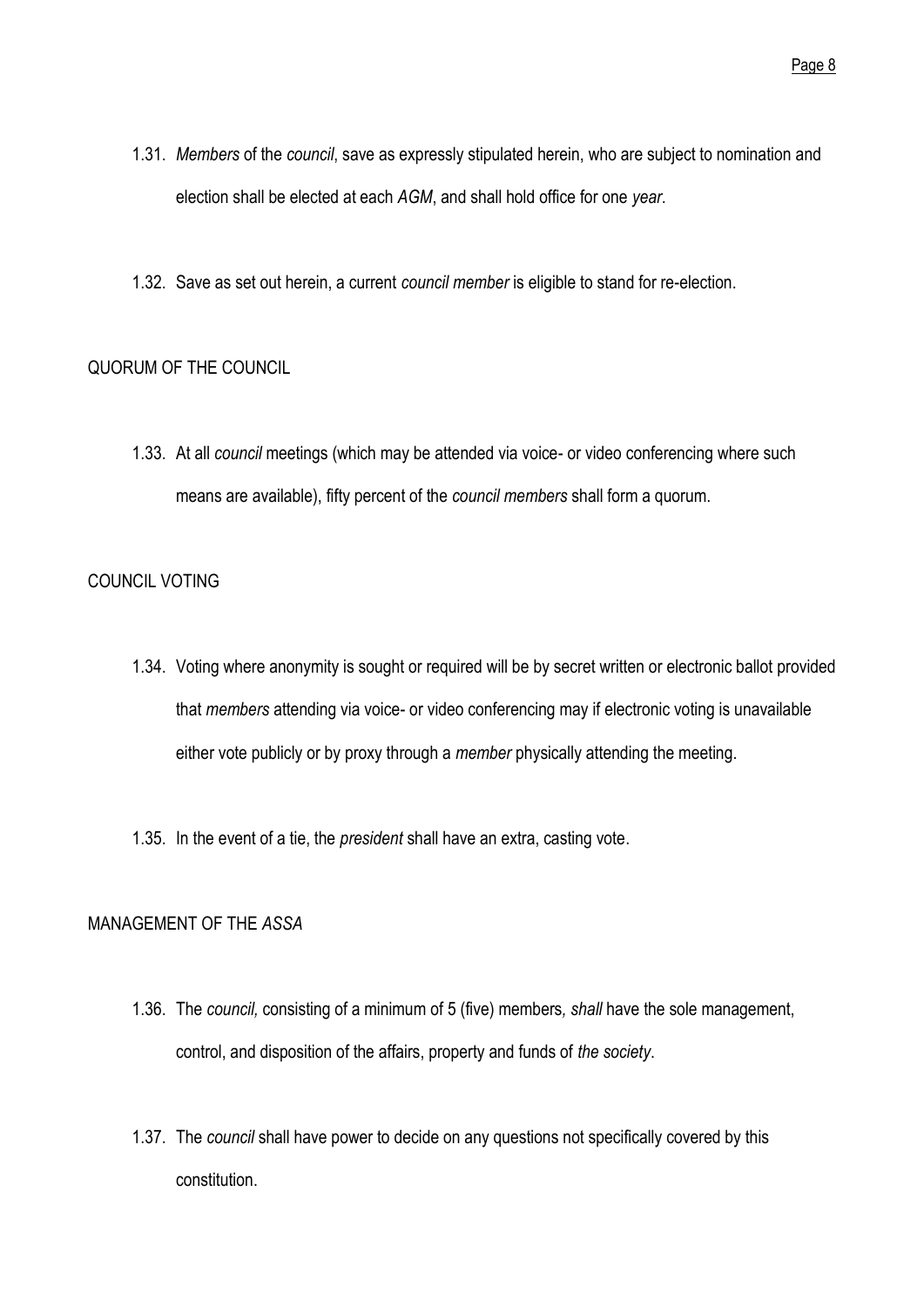1.31. *Members* of the *council*, save as expressly stipulated herein, who are subject to nomination and election shall be elected at each *AGM*, and shall hold office for one *year*.

1.32. Save as set out herein, a current *council member* is eligible to stand for re-election.

QUORUM OF THE COUNCIL

1.33. At all *council* meetings (which may be attended via voice- or video conferencing where such means are available), fifty percent of the *council members* shall form a quorum.

COUNCIL VOTING

1.34. Voting where anonymity is sought or required will be by secret written or electronic ballot provided that *members* attending via voice- or video conferencing may if electronic voting is unavailable either vote publicly or by proxy through a *member* physically attending the meeting.

1.35. In the event of a tie, the *president* shall have an extra, casting vote.

MANAGEMENT OF THE *ASSA*

1.36. The *council,* consisting of a minimum of 5 (five) members*, shall* have the sole management, control, and disposition of the affairs, property and funds of *the society*.

1.37. The *council* shall have power to decide on any questions not specifically covered by this constitution.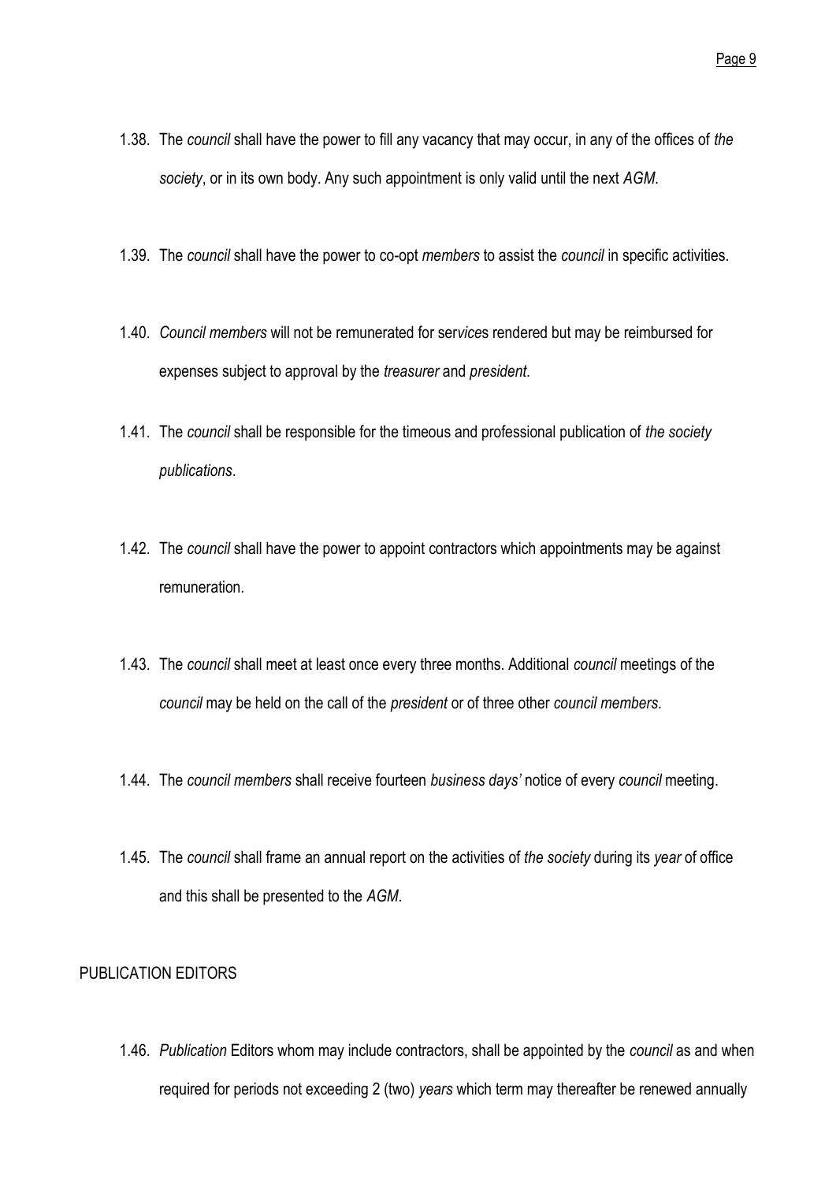1.38. The *council* shall have the power to fill any vacancy that may occur, in any of the offices of *the society*, or in its own body. Any such appointment is only valid until the next *AGM*.

1.39. The *council* shall have the power to co-opt *members* to assist the *council* in specific activities.

1.40. *Council members* will not be remunerated for ser*vice*s rendered but may be reimbursed for expenses subject to approval by the *treasurer* and *president*.

1.41. The *council* shall be responsible for the timeous and professional publication of *the society publications*.

1.42. The *council* shall have the power to appoint contractors which appointments may be against remuneration.

1.43. The *council* shall meet at least once every three months. Additional *council* meetings of the *council* may be held on the call of the *president* or of three other *council members*.

1.44. The *council members* shall receive fourteen *business days'* notice of every *council* meeting.

1.45. The *council* shall frame an annual report on the activities of *the society* during its *year* of office and this shall be presented to the *AGM*.

PUBLICATION EDITORS

1.46. *Publication* Editors whom may include contractors, shall be appointed by the *council* as and when required for periods not exceeding 2 (two) *years* which term may thereafter be renewed annually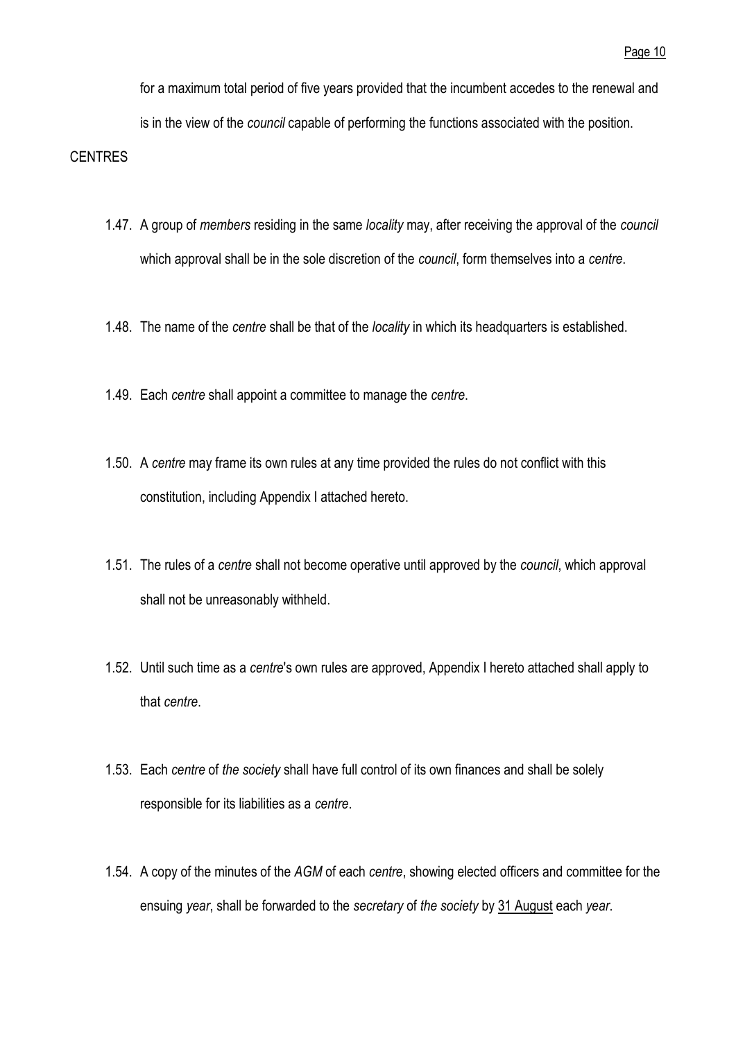for a maximum total period of five years provided that the incumbent accedes to the renewal and is in the view of the *council* capable of performing the functions associated with the position.

CENTRES

1.47. A group of *members* residing in the same *locality* may, after receiving the approval of the *council* which approval shall be in the sole discretion of the *council*, form themselves into a *centre*.

1.48. The name of the *centre* shall be that of the *locality* in which its headquarters is established.

1.49. Each *centre* shall appoint a committee to manage the *centre*.

1.50. A *centre* may frame its own rules at any time provided the rules do not conflict with this constitution, including Appendix I attached hereto.

1.51. The rules of a *centre* shall not become operative until approved by the *council*, which approval shall not be unreasonably withheld.

1.52. Until such time as a *centre*'s own rules are approved, Appendix I hereto attached shall apply to that *centre*.

1.53. Each *centre* of *the society* shall have full control of its own finances and shall be solely responsible for its liabilities as a *centre*.

1.54. A copy of the minutes of the *AGM* of each *centre*, showing elected officers and committee for the ensuing *year*, shall be forwarded to the *secretary* of *the society* by 31 August each *year*.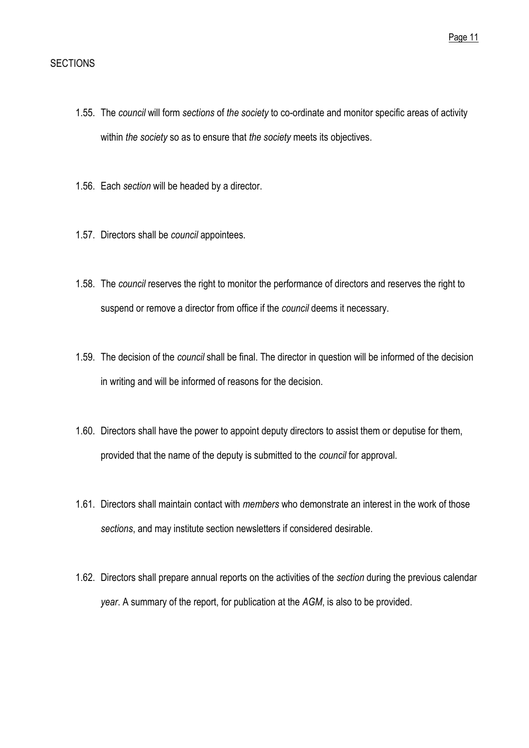## SECTIONS

1.55. The *council* will form *sections* of *the society* to co-ordinate and monitor specific areas of activity within *the society* so as to ensure that *the society* meets its objectives.

1.56. Each *section* will be headed by a director.

1.57. Directors shall be *council* appointees.

1.58. The *council* reserves the right to monitor the performance of directors and reserves the right to suspend or remove a director from office if the *council* deems it necessary.

1.59. The decision of the *council* shall be final. The director in question will be informed of the decision in writing and will be informed of reasons for the decision.

1.60. Directors shall have the power to appoint deputy directors to assist them or deputise for them, provided that the name of the deputy is submitted to the *council* for approval.

1.61. Directors shall maintain contact with *members* who demonstrate an interest in the work of those *sections*, and may institute section newsletters if considered desirable.

1.62. Directors shall prepare annual reports on the activities of the *section* during the previous calendar *year*. A summary of the report, for publication at the *AGM*, is also to be provided.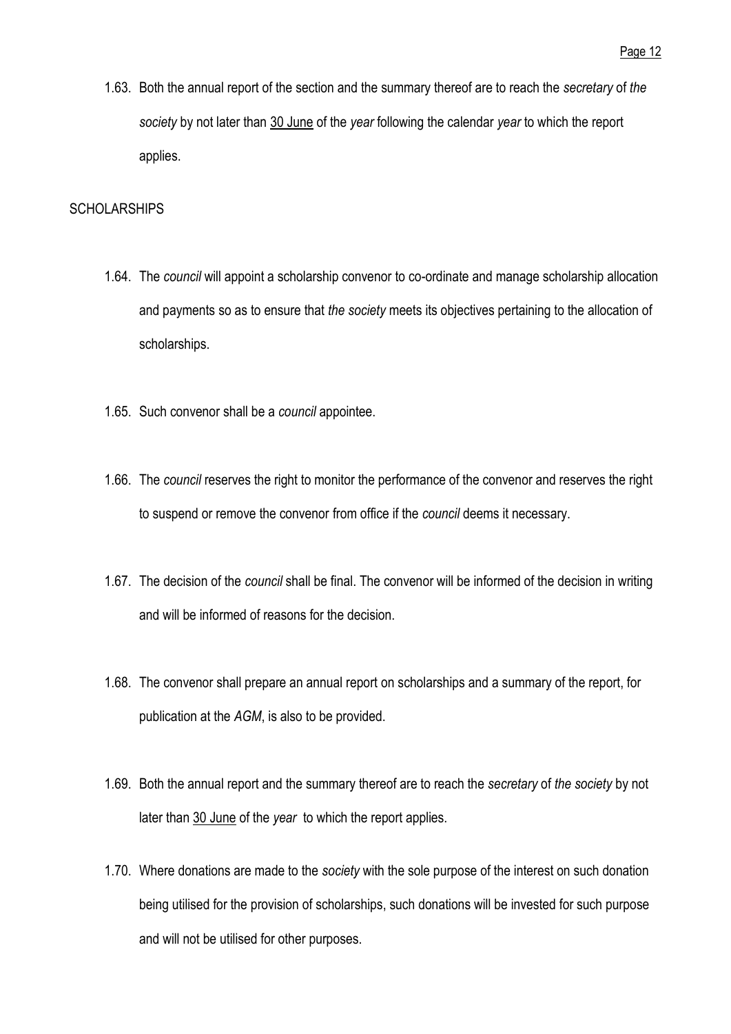1.63. Both the annual report of the section and the summary thereof are to reach the *secretary* of *the society* by not later than 30 June of the *year* following the calendar *year* to which the report applies.

SCHOLARSHIPS

1.64. The *council* will appoint a scholarship convenor to co-ordinate and manage scholarship allocation and payments so as to ensure that *the society* meets its objectives pertaining to the allocation of scholarships.

1.65. Such convenor shall be a *council* appointee.

1.66. The *council* reserves the right to monitor the performance of the convenor and reserves the right to suspend or remove the convenor from office if the *council* deems it necessary.

1.67. The decision of the *council* shall be final. The convenor will be informed of the decision in writing and will be informed of reasons for the decision.

1.68. The convenor shall prepare an annual report on scholarships and a summary of the report, for publication at the *AGM*, is also to be provided.

1.69. Both the annual report and the summary thereof are to reach the *secretary* of *the society* by not later than 30 June of the *year* to which the report applies.

1.70. Where donations are made to the *society* with the sole purpose of the interest on such donation being utilised for the provision of scholarships, such donations will be invested for such purpose and will not be utilised for other purposes.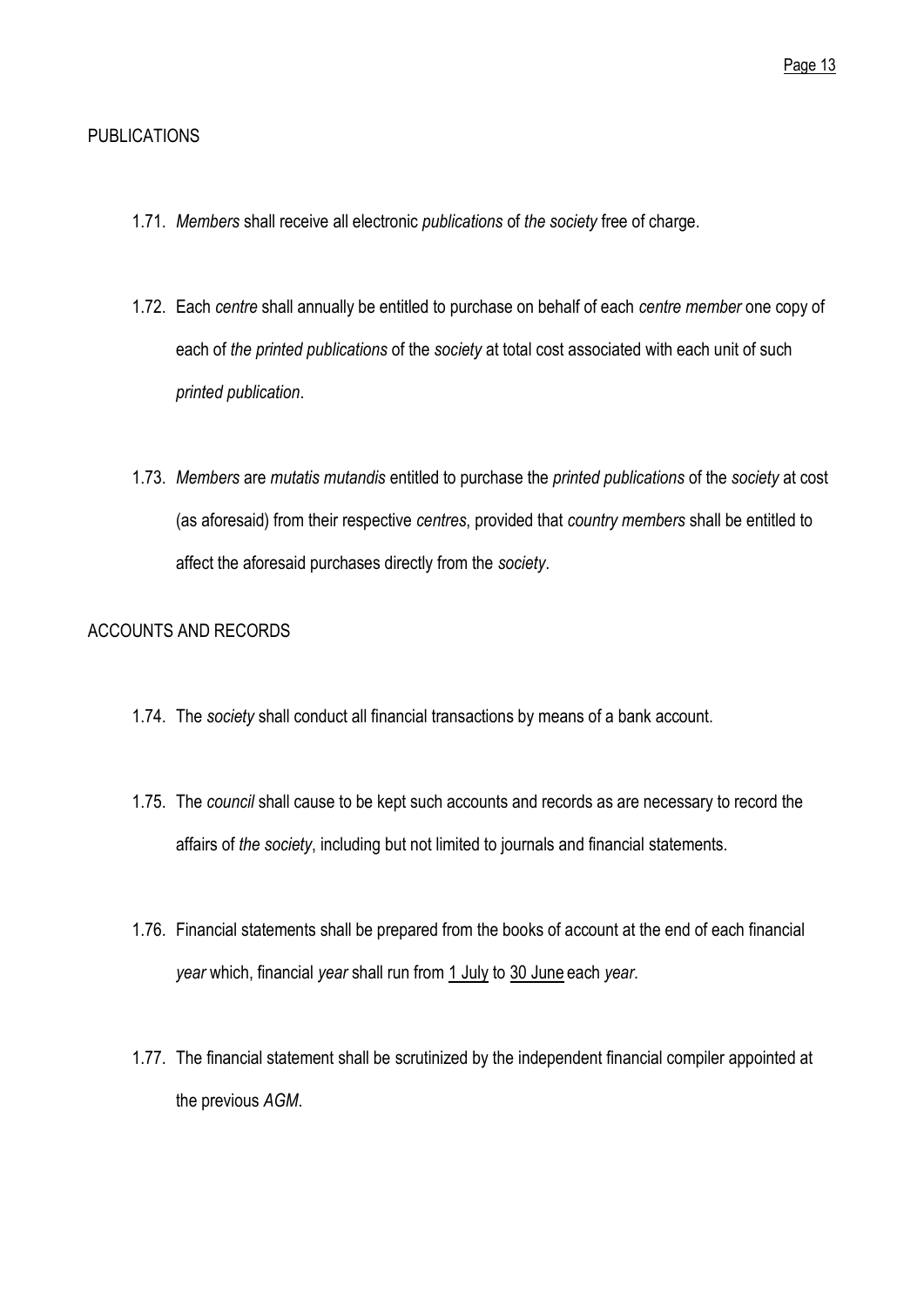## PUBLICATIONS

1.71. *Members* shall receive all electronic *publications* of *the society* free of charge.

1.72. Each *centre* shall annually be entitled to purchase on behalf of each *centre member* one copy of each of *the printed publications* of the *society* at total cost associated with each unit of such *printed publication*.

1.73. *Members* are *mutatis mutandis* entitled to purchase the *printed publications* of the *society* at cost (as aforesaid) from their respective *centres*, provided that *country members* shall be entitled to affect the aforesaid purchases directly from the *society*.

## ACCOUNTS AND RECORDS

1.74. The *society* shall conduct all financial transactions by means of a bank account.

1.75. The *council* shall cause to be kept such accounts and records as are necessary to record the affairs of *the society*, including but not limited to journals and financial statements.

1.76. Financial statements shall be prepared from the books of account at the end of each financial *year* which, financial *year* shall run from 1 July to 30 June each *year*.

1.77. The financial statement shall be scrutinized by the independent financial compiler appointed at the previous *AGM*.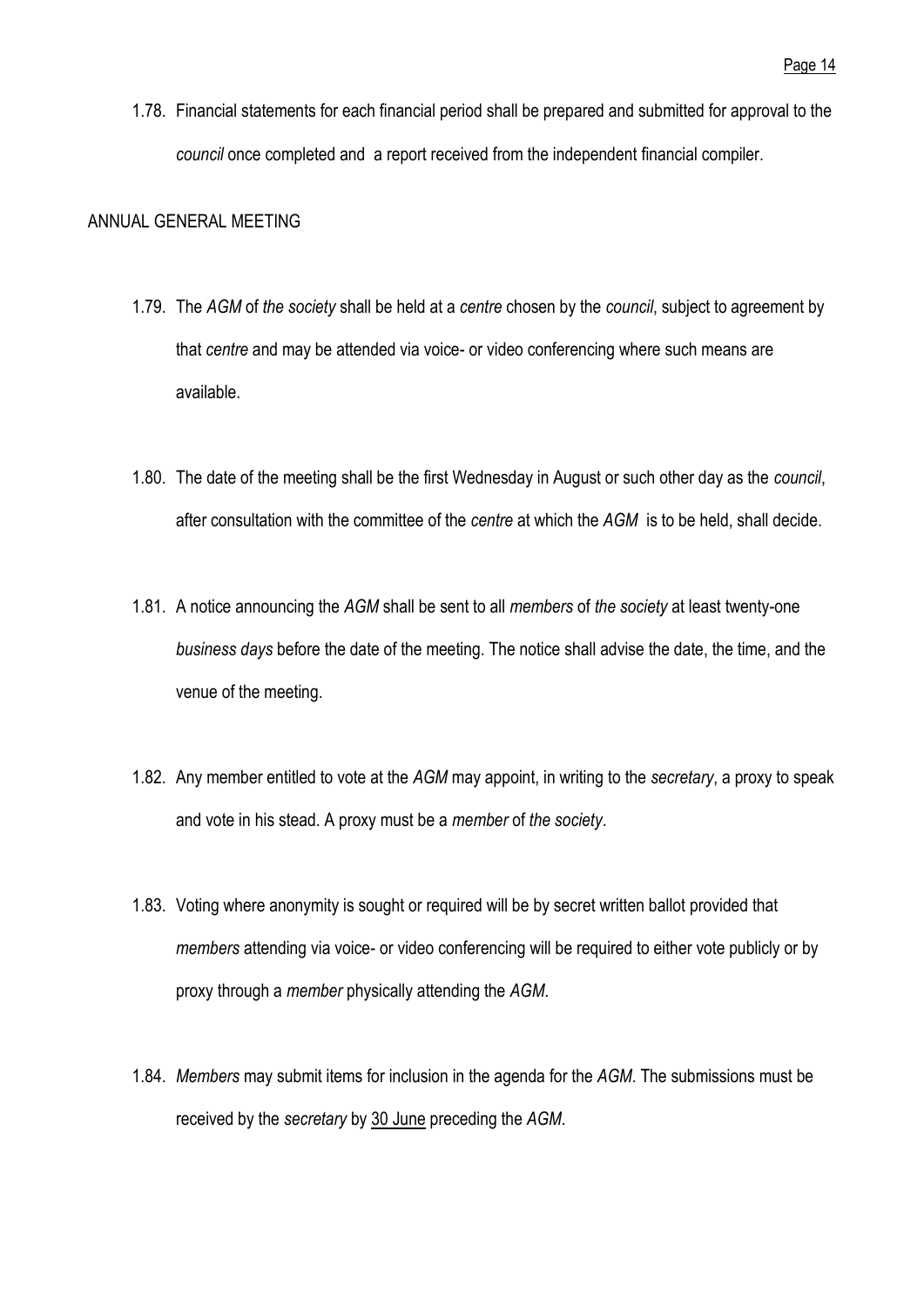1.78. Financial statements for each financial period shall be prepared and submitted for approval to the *council* once completed and a report received from the independent financial compiler.

ANNUAL GENERAL MEETING

1.79. The *AGM* of *the society* shall be held at a *centre* chosen by the *council*, subject to agreement by that *centre* and may be attended via voice- or video conferencing where such means are available.

1.80. The date of the meeting shall be the first Wednesday in August or such other day as the *council*, after consultation with the committee of the *centre* at which the *AGM* is to be held, shall decide.

1.81. A notice announcing the *AGM* shall be sent to all *members* of *the society* at least twenty-one *business days* before the date of the meeting. The notice shall advise the date, the time, and the venue of the meeting.

1.82. Any member entitled to vote at the *AGM* may appoint, in writing to the *secretary*, a proxy to speak and vote in his stead. A proxy must be a *member* of *the society*.

1.83. Voting where anonymity is sought or required will be by secret written ballot provided that *members* attending via voice- or video conferencing will be required to either vote publicly or by proxy through a *member* physically attending the *AGM*.

1.84. *Members* may submit items for inclusion in the agenda for the *AGM*. The submissions must be received by the *secretary* by 30 June preceding the *AGM*.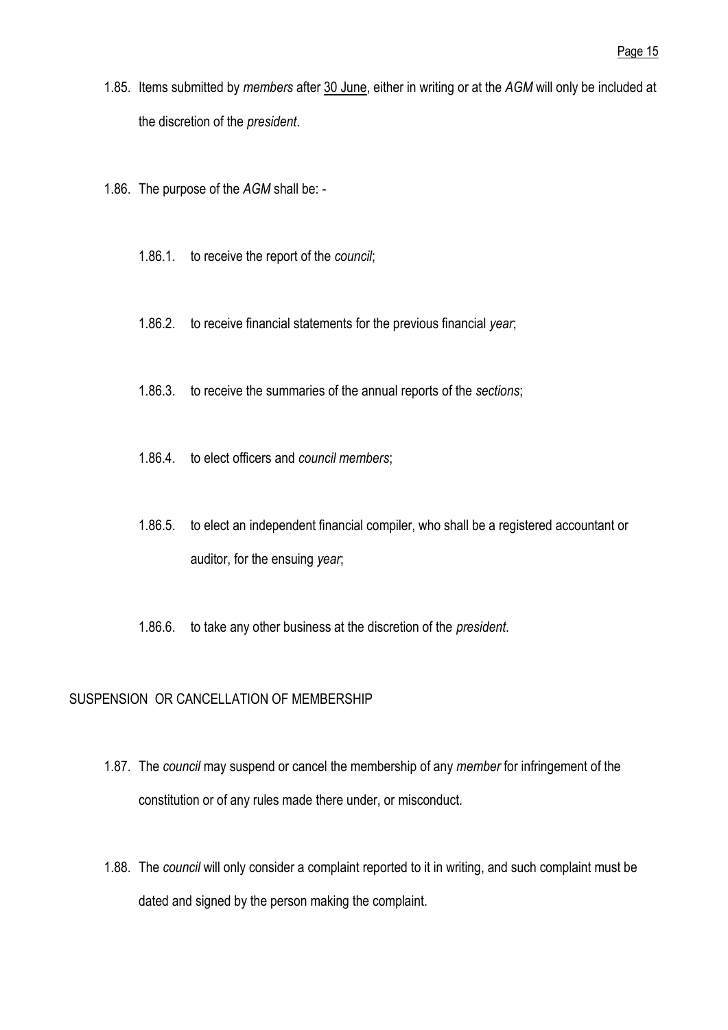1.85. Items submitted by *members* after 30 June, either in writing or at the *AGM* will only be included at the discretion of the *president*.

1.86. The purpose of the *AGM* shall be: -

1.86.1. to receive the report of the *council*;

1.86.2. to receive financial statements for the previous financial *year*;

1.86.3. to receive the summaries of the annual reports of the *sections*;

1.86.4. to elect officers and *council members*;

1.86.5. to elect an independent financial compiler, who shall be a registered accountant or auditor, for the ensuing *year*;

1.86.6. to take any other business at the discretion of the *president*.

## SUSPENSION OR CANCELLATION OF MEMBERSHIP

1.87. The *council* may suspend or cancel the membership of any *member* for infringement of the constitution or of any rules made there under, or misconduct.

1.88. The *council* will only consider a complaint reported to it in writing, and such complaint must be dated and signed by the person making the complaint.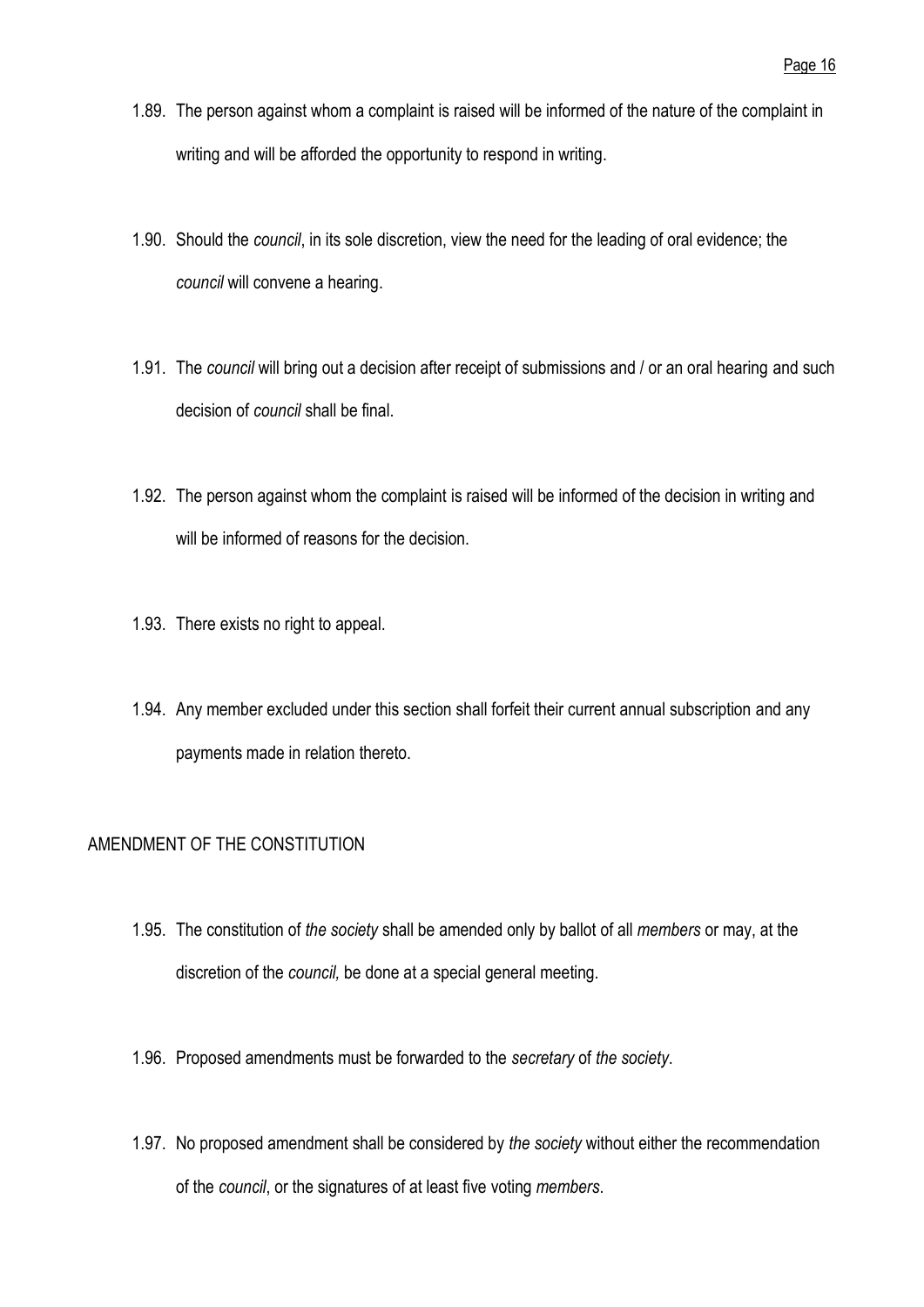1.89. The person against whom a complaint is raised will be informed of the nature of the complaint in writing and will be afforded the opportunity to respond in writing.

1.90. Should the *council*, in its sole discretion, view the need for the leading of oral evidence; the *council* will convene a hearing.

1.91. The *council* will bring out a decision after receipt of submissions and / or an oral hearing and such decision of *council* shall be final.

1.92. The person against whom the complaint is raised will be informed of the decision in writing and will be informed of reasons for the decision.

1.93. There exists no right to appeal.

1.94. Any member excluded under this section shall forfeit their current annual subscription and any payments made in relation thereto.

## AMENDMENT OF THE CONSTITUTION

1.95. The constitution of *the society* shall be amended only by ballot of all *members* or may, at the discretion of the *council,* be done at a special general meeting.

1.96. Proposed amendments must be forwarded to the *secretary* of *the society*.

1.97. No proposed amendment shall be considered by *the society* without either the recommendation of the *council*, or the signatures of at least five voting *members*.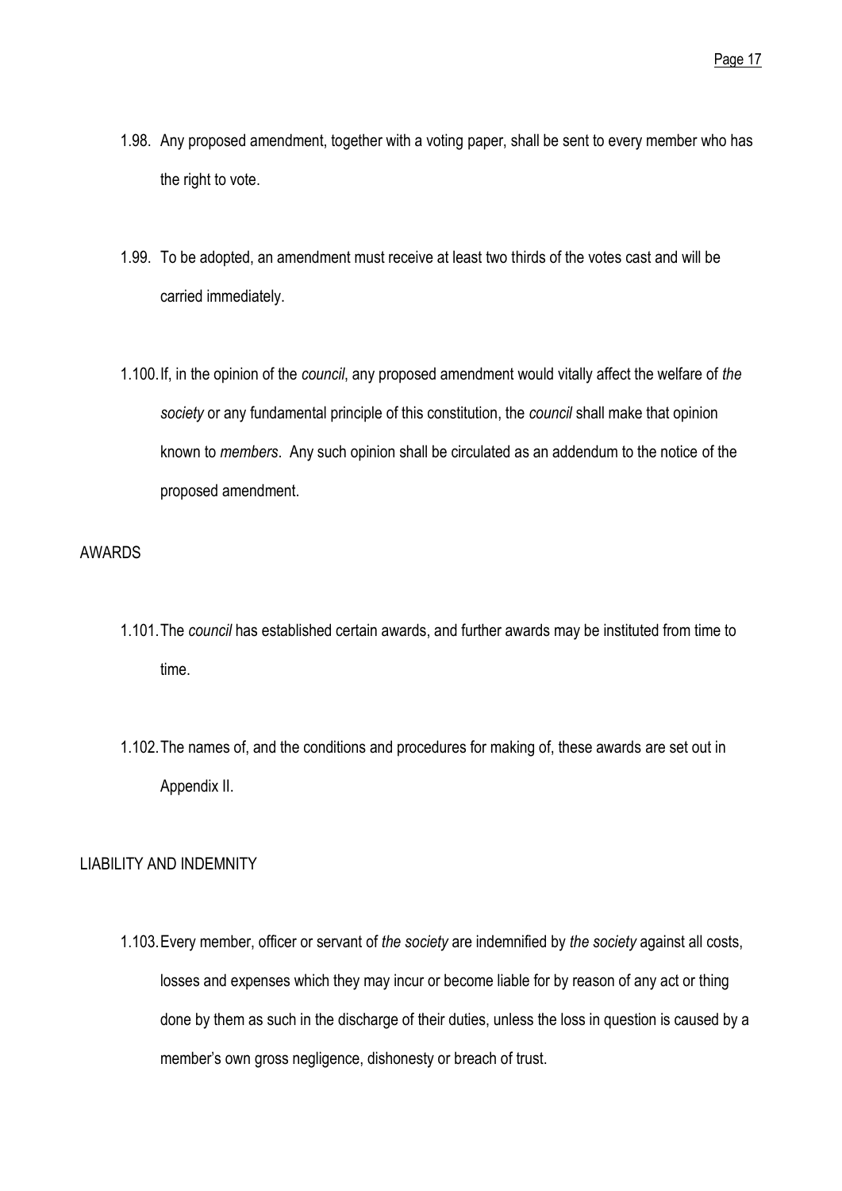1.98. Any proposed amendment, together with a voting paper, shall be sent to every member who has the right to vote.

1.99. To be adopted, an amendment must receive at least two thirds of the votes cast and will be carried immediately.

1.100. If, in the opinion of the *council*, any proposed amendment would vitally affect the welfare of *the society* or any fundamental principle of this constitution, the *council* shall make that opinion known to *members*. Any such opinion shall be circulated as an addendum to the notice of the proposed amendment.

## AWARDS

1.101. The *council* has established certain awards, and further awards may be instituted from time to time.

1.102. The names of, and the conditions and procedures for making of, these awards are set out in Appendix II.

## LIABILITY AND INDEMNITY

1.103. Every member, officer or servant of *the society* are indemnified by *the society* against all costs, losses and expenses which they may incur or become liable for by reason of any act or thing done by them as such in the discharge of their duties, unless the loss in question is caused by a member's own gross negligence, dishonesty or breach of trust.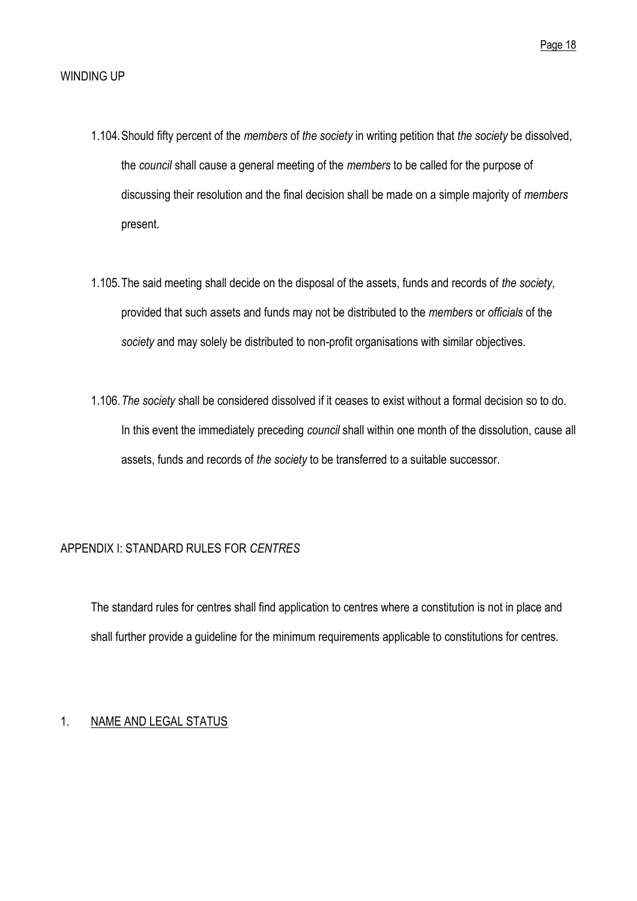## WINDING UP

1.104. Should fifty percent of the *members* of *the society* in writing petition that *the society* be dissolved, the *council* shall cause a general meeting of the *members* to be called for the purpose of discussing their resolution and the final decision shall be made on a simple majority of *members* present.

1.105. The said meeting shall decide on the disposal of the assets, funds and records of *the society*, provided that such assets and funds may not be distributed to the *members* or *officials* of the *society* and may solely be distributed to non-profit organisations with similar objectives.

1.106. *The society* shall be considered dissolved if it ceases to exist without a formal decision so to do. In this event the immediately preceding *council* shall within one month of the dissolution, cause all assets, funds and records of *the society* to be transferred to a suitable successor.

## APPENDIX I: STANDARD RULES FOR *CENTRES*

The standard rules for centres shall find application to centres where a constitution is not in place and shall further provide a guideline for the minimum requirements applicable to constitutions for centres.

### 1. NAME AND LEGAL STATUS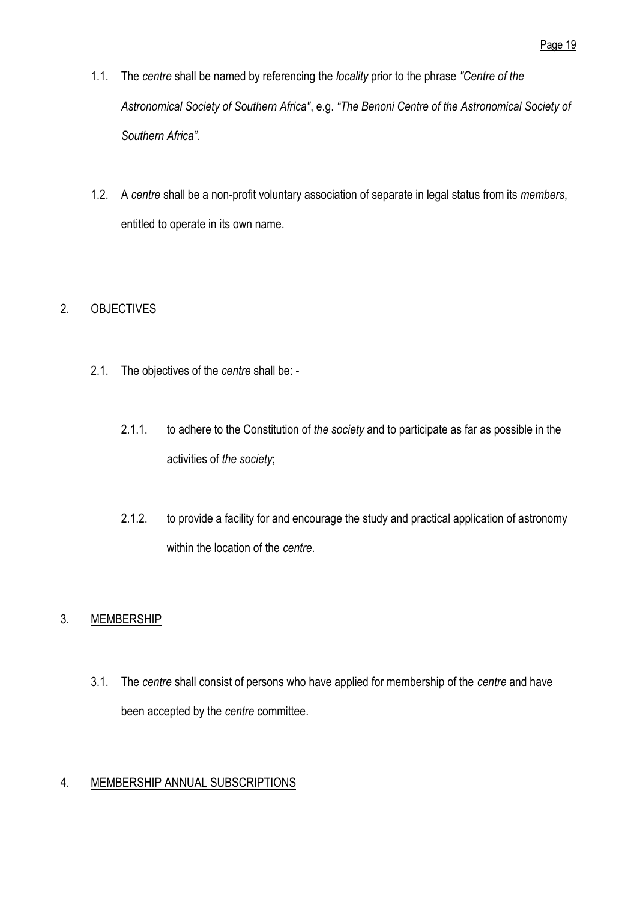1.1. The *centre* shall be named by referencing the *locality* prior to the phrase *"Centre of the Astronomical Society of Southern Africa"*, e.g. *"The Benoni Centre of the Astronomical Society of Southern Africa"*.

1.2. A *centre* shall be a non-profit voluntary association ~~of~~ separate in legal status from its *members*, entitled to operate in its own name.

## 2. OBJECTIVES

2.1. The objectives of the *centre* shall be: -

2.1.1. to adhere to the Constitution of *the society* and to participate as far as possible in the activities of *the society*;

2.1.2. to provide a facility for and encourage the study and practical application of astronomy within the location of the *centre*.

## 3. MEMBERSHIP

3.1. The *centre* shall consist of persons who have applied for membership of the *centre* and have been accepted by the *centre* committee.

## 4. MEMBERSHIP ANNUAL SUBSCRIPTIONS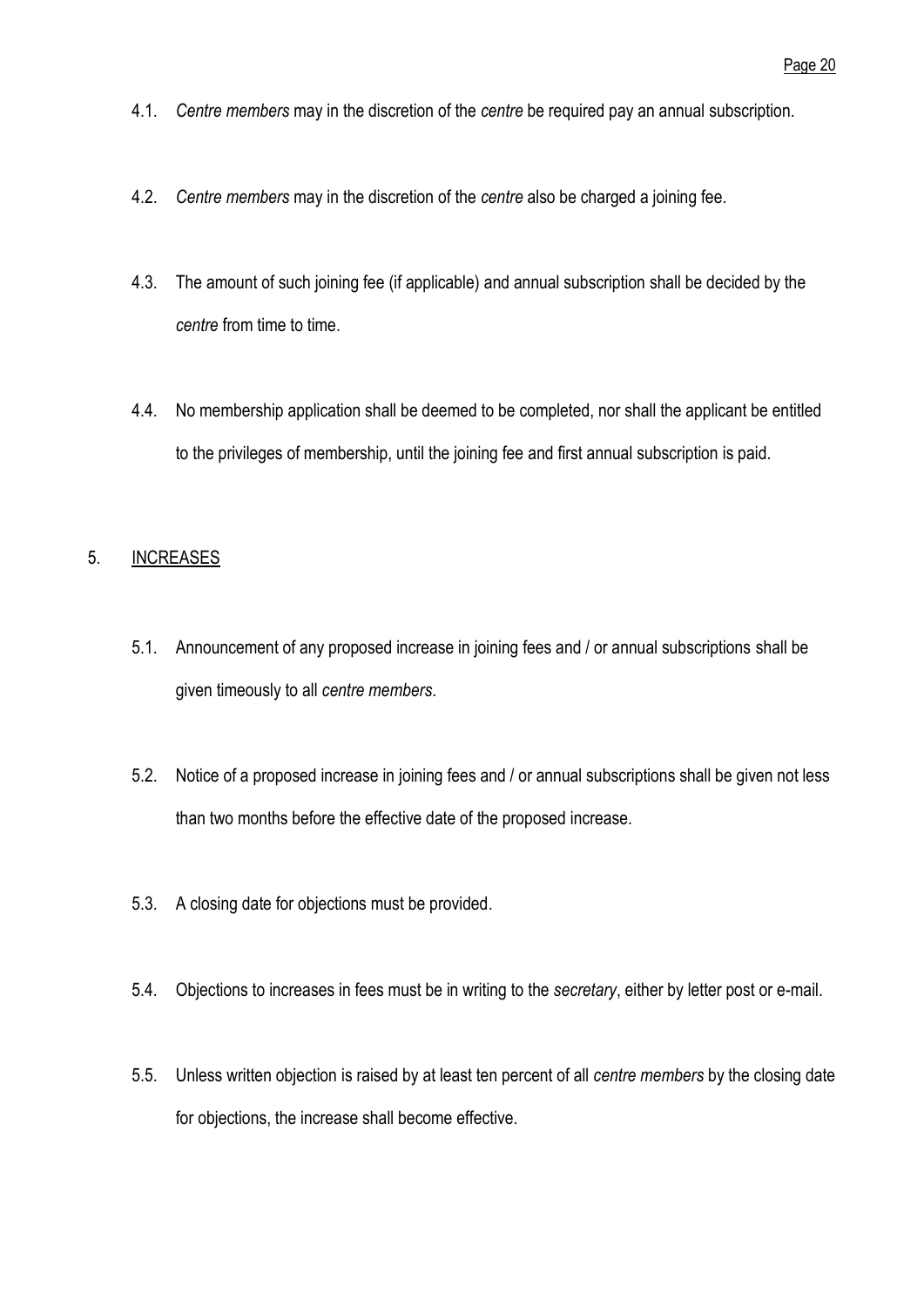4.1. *Centre members* may in the discretion of the *centre* be required pay an annual subscription.

4.2. *Centre members* may in the discretion of the *centre* also be charged a joining fee.

4.3. The amount of such joining fee (if applicable) and annual subscription shall be decided by the *centre* from time to time.

4.4. No membership application shall be deemed to be completed, nor shall the applicant be entitled to the privileges of membership, until the joining fee and first annual subscription is paid.

5. INCREASES

5.1. Announcement of any proposed increase in joining fees and / or annual subscriptions shall be given timeously to all *centre members*.

5.2. Notice of a proposed increase in joining fees and / or annual subscriptions shall be given not less than two months before the effective date of the proposed increase.

5.3. A closing date for objections must be provided.

5.4. Objections to increases in fees must be in writing to the *secretary*, either by letter post or e-mail.

5.5. Unless written objection is raised by at least ten percent of all *centre members* by the closing date for objections, the increase shall become effective.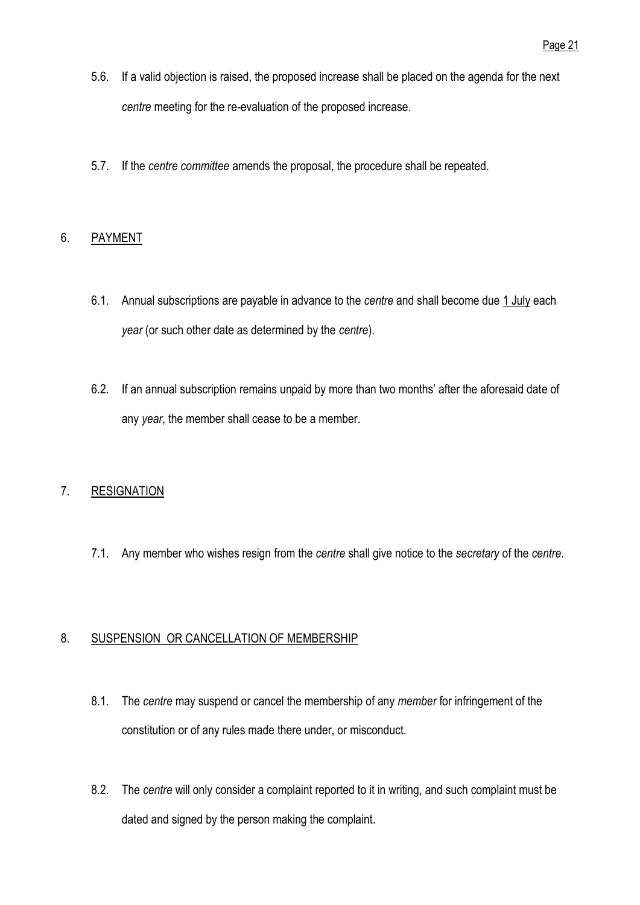5.6. If a valid objection is raised, the proposed increase shall be placed on the agenda for the next *centre* meeting for the re-evaluation of the proposed increase.

5.7. If the *centre committee* amends the proposal, the procedure shall be repeated.

## 6. PAYMENT

6.1. Annual subscriptions are payable in advance to the *centre* and shall become due 1 July each *year* (or such other date as determined by the *centre*).

6.2. If an annual subscription remains unpaid by more than two months' after the aforesaid date of any *year*, the member shall cease to be a member.

## 7. RESIGNATION

7.1. Any member who wishes resign from the *centre* shall give notice to the *secretary* of the *centre*.

## 8. SUSPENSION OR CANCELLATION OF MEMBERSHIP

8.1. The *centre* may suspend or cancel the membership of any *member* for infringement of the constitution or of any rules made there under, or misconduct.

8.2. The *centre* will only consider a complaint reported to it in writing, and such complaint must be dated and signed by the person making the complaint.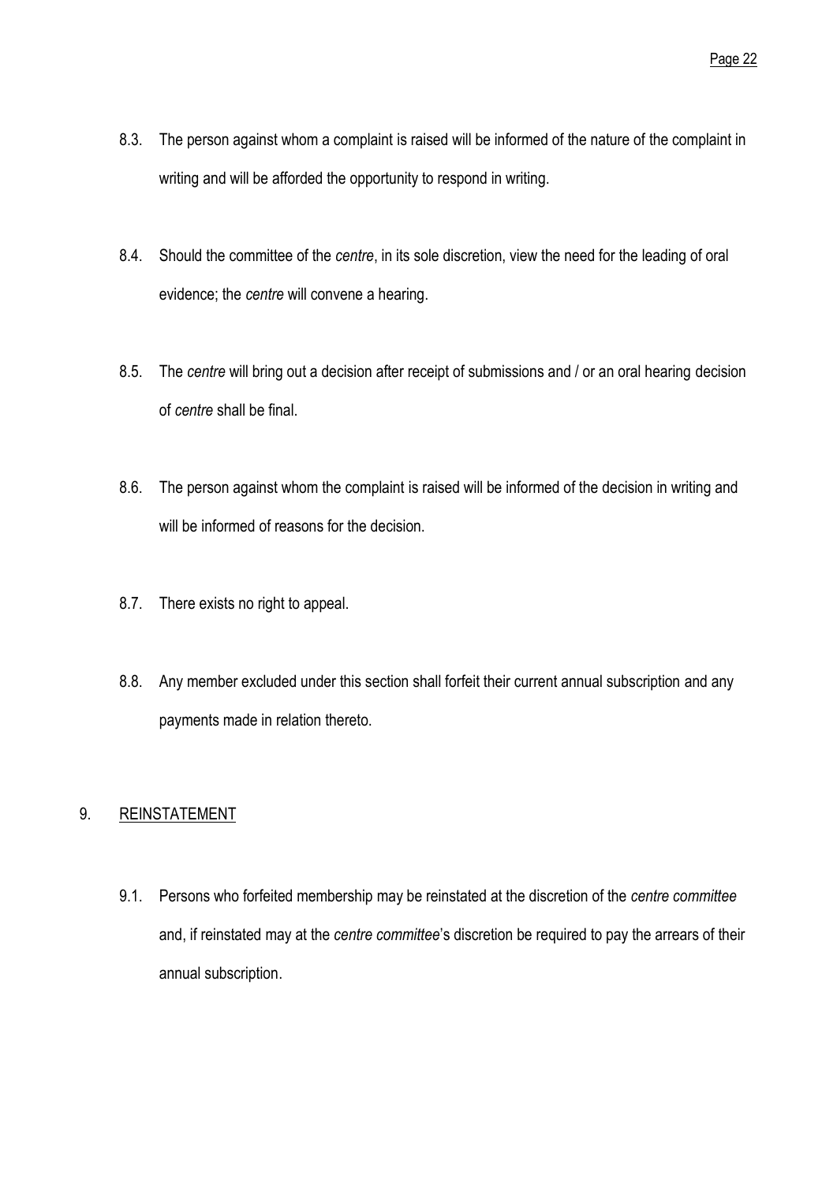8.3. The person against whom a complaint is raised will be informed of the nature of the complaint in writing and will be afforded the opportunity to respond in writing.

8.4. Should the committee of the *centre*, in its sole discretion, view the need for the leading of oral evidence; the *centre* will convene a hearing.

8.5. The *centre* will bring out a decision after receipt of submissions and / or an oral hearing decision of *centre* shall be final.

8.6. The person against whom the complaint is raised will be informed of the decision in writing and will be informed of reasons for the decision.

8.7. There exists no right to appeal.

8.8. Any member excluded under this section shall forfeit their current annual subscription and any payments made in relation thereto.

## 9. REINSTATEMENT

9.1. Persons who forfeited membership may be reinstated at the discretion of the *centre committee* and, if reinstated may at the *centre committee*'s discretion be required to pay the arrears of their annual subscription.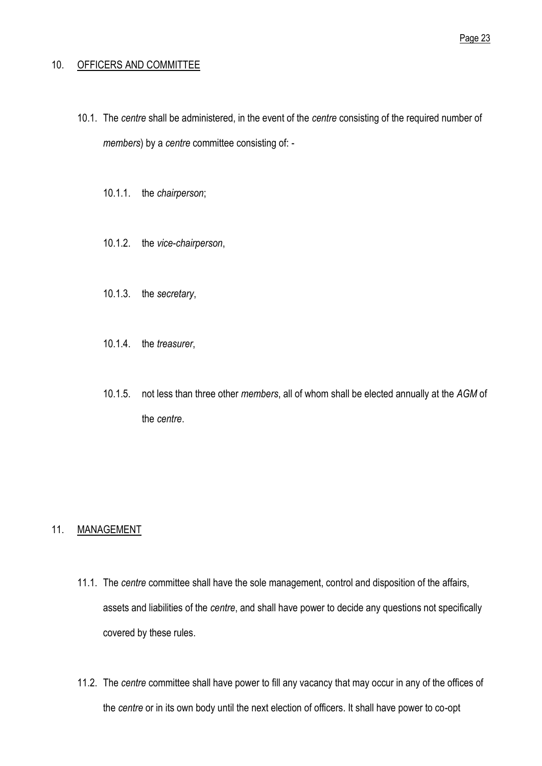## 10. <u>OFFICERS AND COMMITTEE</u>

10.1. The *centre* shall be administered, in the event of the *centre* consisting of the required number of *members*) by a *centre* committee consisting of: -

10.1.1. the *chairperson*;

10.1.2. the *vice-chairperson*,

10.1.3. the *secretary*,

10.1.4. the *treasurer*,

10.1.5. not less than three other *members*, all of whom shall be elected annually at the *AGM* of the *centre*.

## 11. <u>MANAGEMENT</u>

11.1. The *centre* committee shall have the sole management, control and disposition of the affairs, assets and liabilities of the *centre*, and shall have power to decide any questions not specifically covered by these rules.

11.2. The *centre* committee shall have power to fill any vacancy that may occur in any of the offices of the *centre* or in its own body until the next election of officers. It shall have power to co-opt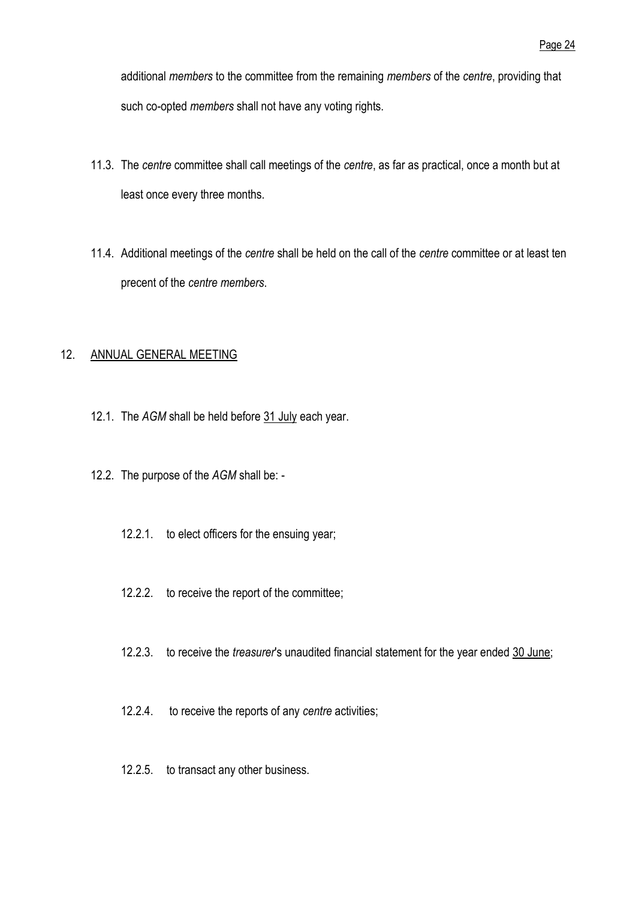additional *members* to the committee from the remaining *members* of the *centre*, providing that such co-opted *members* shall not have any voting rights.

11.3. The *centre* committee shall call meetings of the *centre*, as far as practical, once a month but at least once every three months.

11.4. Additional meetings of the *centre* shall be held on the call of the *centre* committee or at least ten precent of the *centre members*.

## 12. ANNUAL GENERAL MEETING

12.1. The *AGM* shall be held before 31 July each year.

12.2. The purpose of the *AGM* shall be: -

12.2.1. to elect officers for the ensuing year;

12.2.2. to receive the report of the committee;

12.2.3. to receive the *treasurer*'s unaudited financial statement for the year ended 30 June;

12.2.4. to receive the reports of any *centre* activities;

12.2.5. to transact any other business.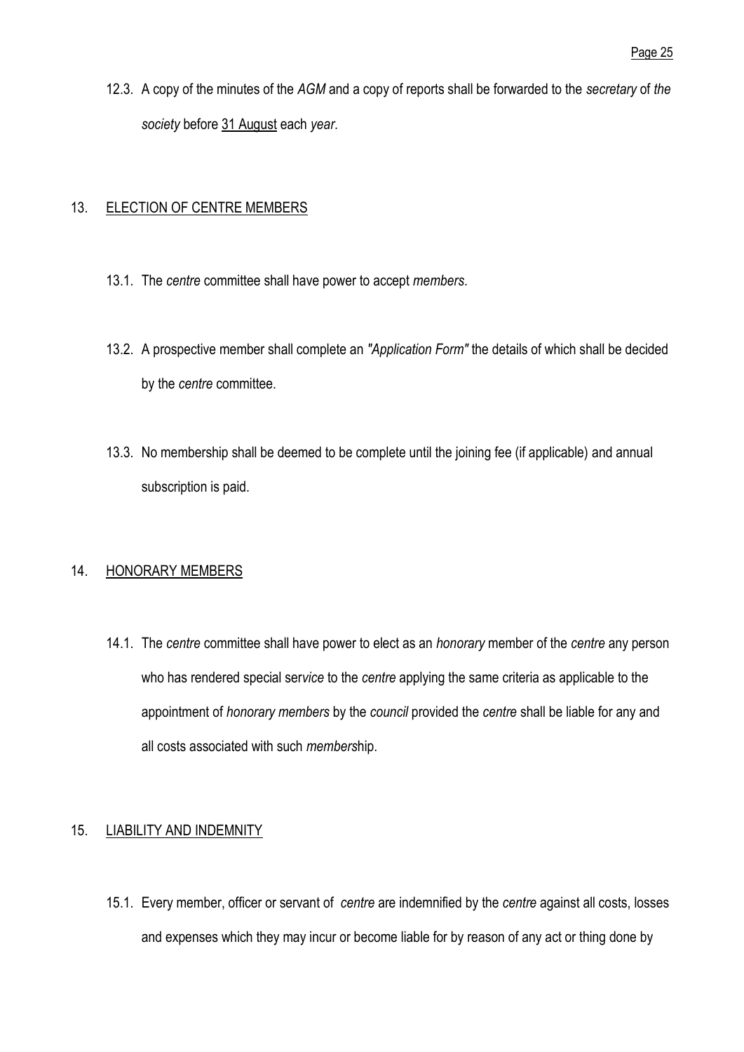12.3. A copy of the minutes of the *AGM* and a copy of reports shall be forwarded to the *secretary* of *the society* before 31 August each *year*.

## 13. ELECTION OF CENTRE MEMBERS

13.1. The *centre* committee shall have power to accept *members*.

13.2. A prospective member shall complete an *"Application Form"* the details of which shall be decided by the *centre* committee.

13.3. No membership shall be deemed to be complete until the joining fee (if applicable) and annual subscription is paid.

## 14. HONORARY MEMBERS

14.1. The *centre* committee shall have power to elect as an *honorary* member of the *centre* any person who has rendered special ser*vice* to the *centre* applying the same criteria as applicable to the appointment of *honorary members* by the *council* provided the *centre* shall be liable for any and all costs associated with such *member*ship.

## 15. LIABILITY AND INDEMNITY

15.1. Every member, officer or servant of *centre* are indemnified by the *centre* against all costs, losses and expenses which they may incur or become liable for by reason of any act or thing done by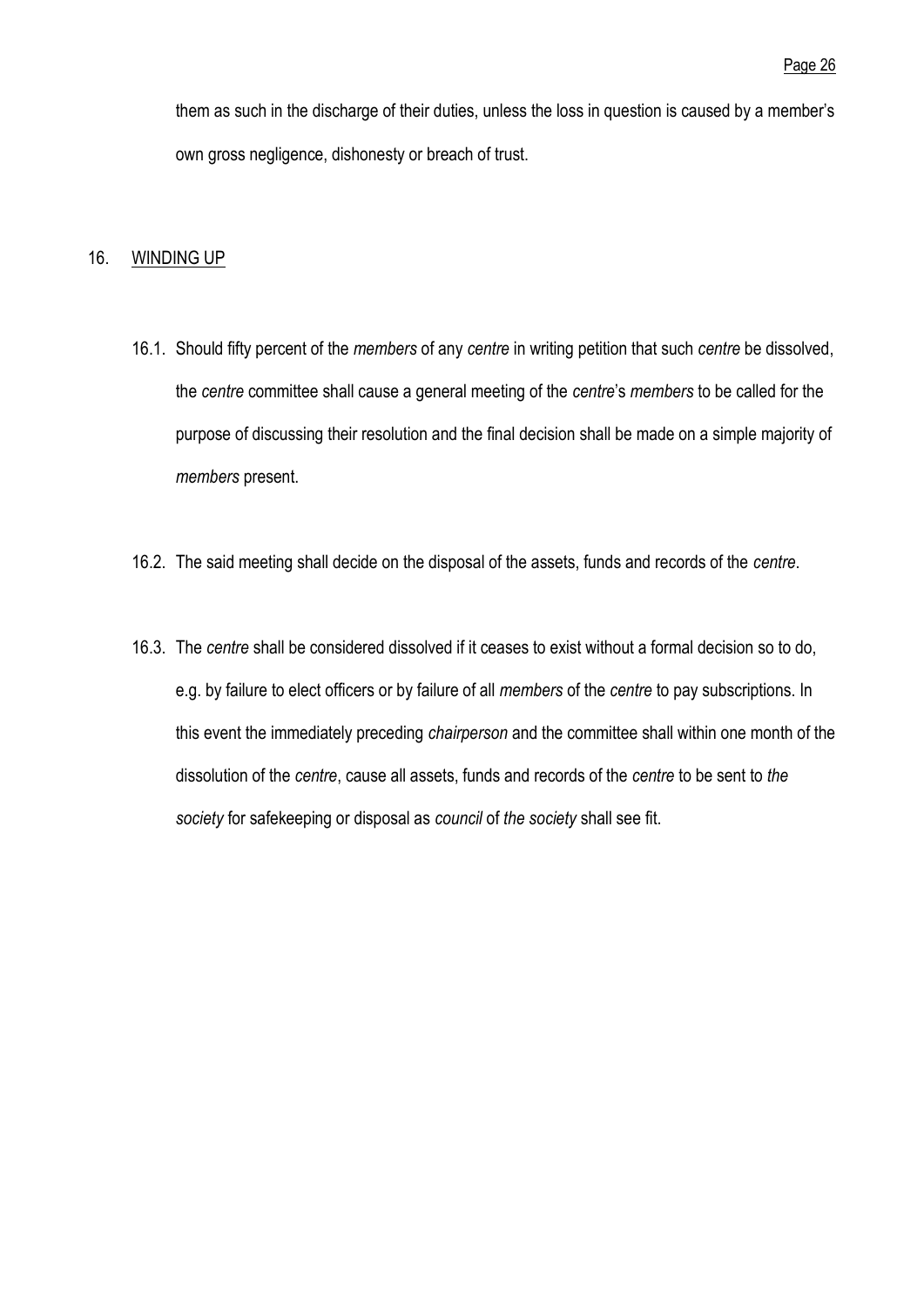them as such in the discharge of their duties, unless the loss in question is caused by a member's own gross negligence, dishonesty or breach of trust.

## 16. WINDING UP

16.1. Should fifty percent of the *members* of any *centre* in writing petition that such *centre* be dissolved, the *centre* committee shall cause a general meeting of the *centre*'s *members* to be called for the purpose of discussing their resolution and the final decision shall be made on a simple majority of *members* present.

16.2. The said meeting shall decide on the disposal of the assets, funds and records of the *centre*.

16.3. The *centre* shall be considered dissolved if it ceases to exist without a formal decision so to do, e.g. by failure to elect officers or by failure of all *members* of the *centre* to pay subscriptions. In this event the immediately preceding *chairperson* and the committee shall within one month of the dissolution of the *centre*, cause all assets, funds and records of the *centre* to be sent to *the society* for safekeeping or disposal as *council* of *the society* shall see fit.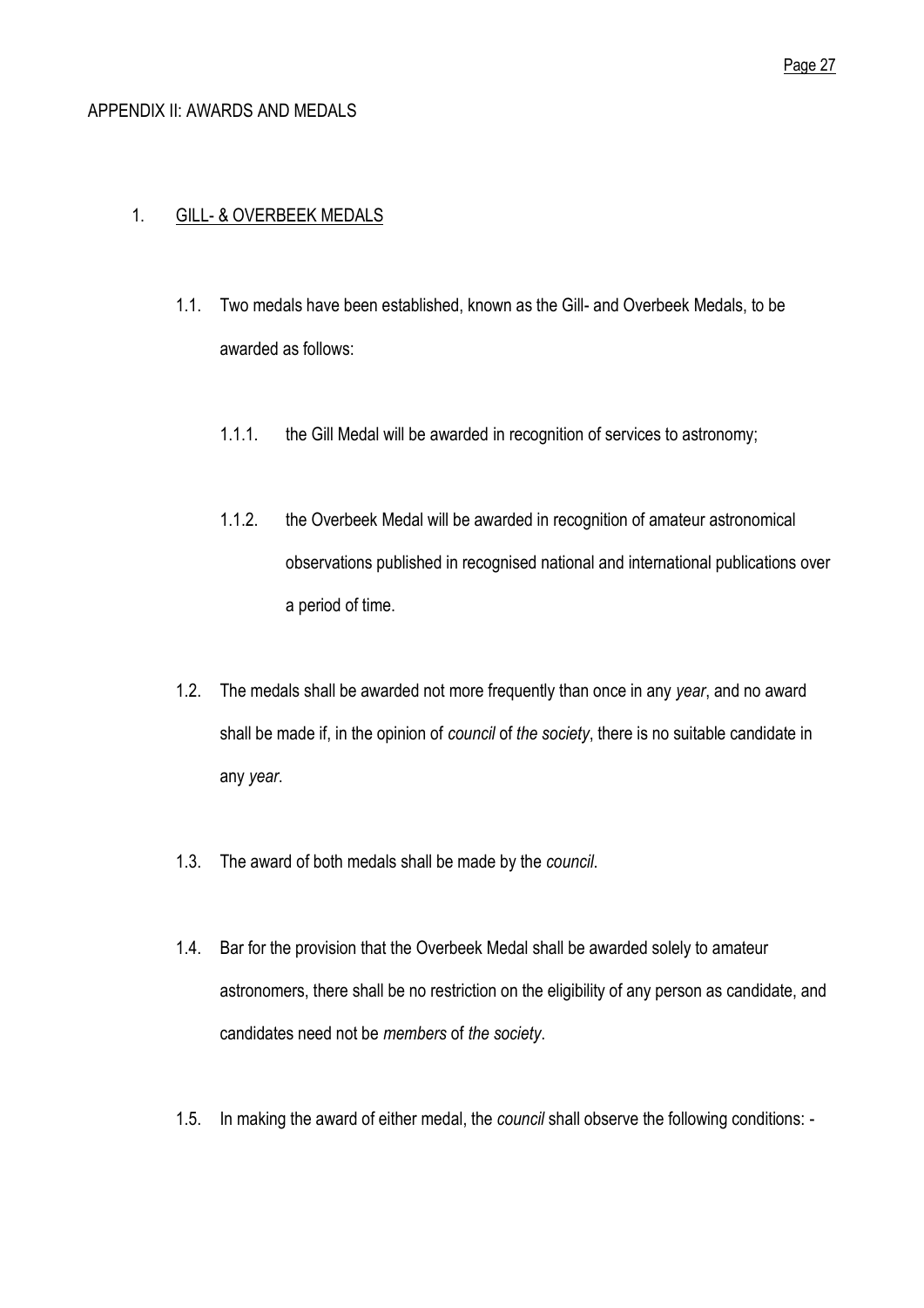## APPENDIX II: AWARDS AND MEDALS

### 1. GILL- & OVERBEEK MEDALS

1.1. Two medals have been established, known as the Gill- and Overbeek Medals, to be awarded as follows:

1.1.1. the Gill Medal will be awarded in recognition of services to astronomy;

1.1.2. the Overbeek Medal will be awarded in recognition of amateur astronomical observations published in recognised national and international publications over a period of time.

1.2. The medals shall be awarded not more frequently than once in any *year*, and no award shall be made if, in the opinion of *council* of *the society*, there is no suitable candidate in any *year*.

1.3. The award of both medals shall be made by the *council*.

1.4. Bar for the provision that the Overbeek Medal shall be awarded solely to amateur astronomers, there shall be no restriction on the eligibility of any person as candidate, and candidates need not be *members* of *the society*.

1.5. In making the award of either medal, the *council* shall observe the following conditions: -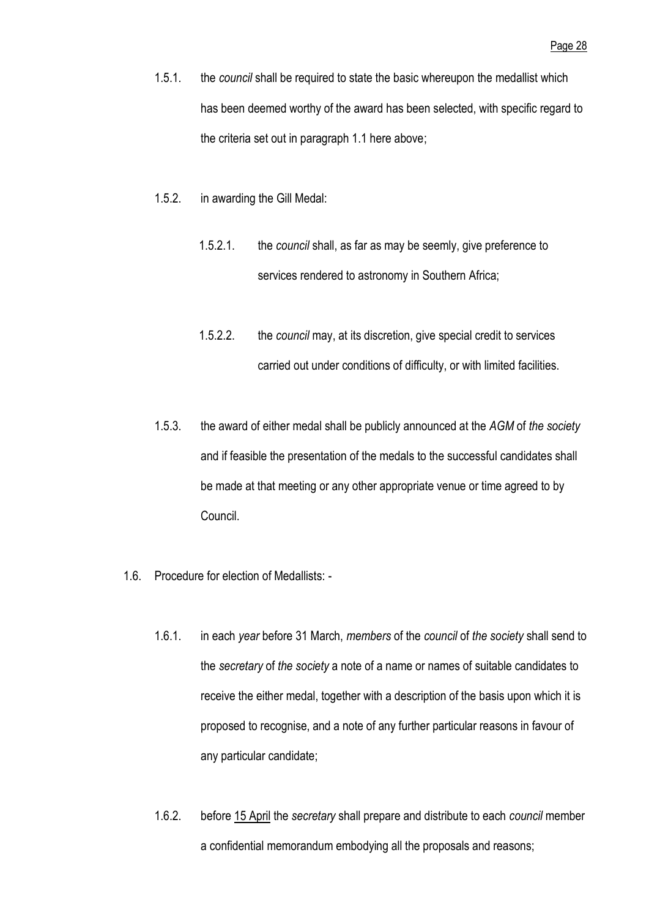1.5.1. the *council* shall be required to state the basic whereupon the medallist which has been deemed worthy of the award has been selected, with specific regard to the criteria set out in paragraph 1.1 here above;

1.5.2. in awarding the Gill Medal:

1.5.2.1. the *council* shall, as far as may be seemly, give preference to services rendered to astronomy in Southern Africa;

1.5.2.2. the *council* may, at its discretion, give special credit to services carried out under conditions of difficulty, or with limited facilities.

1.5.3. the award of either medal shall be publicly announced at the *AGM* of *the society* and if feasible the presentation of the medals to the successful candidates shall be made at that meeting or any other appropriate venue or time agreed to by Council.

1.6. Procedure for election of Medallists: -

1.6.1. in each *year* before 31 March, *members* of the *council* of *the society* shall send to the *secretary* of *the society* a note of a name or names of suitable candidates to receive the either medal, together with a description of the basis upon which it is proposed to recognise, and a note of any further particular reasons in favour of any particular candidate;

1.6.2. before <u>15 April</u> the *secretary* shall prepare and distribute to each *council* member a confidential memorandum embodying all the proposals and reasons;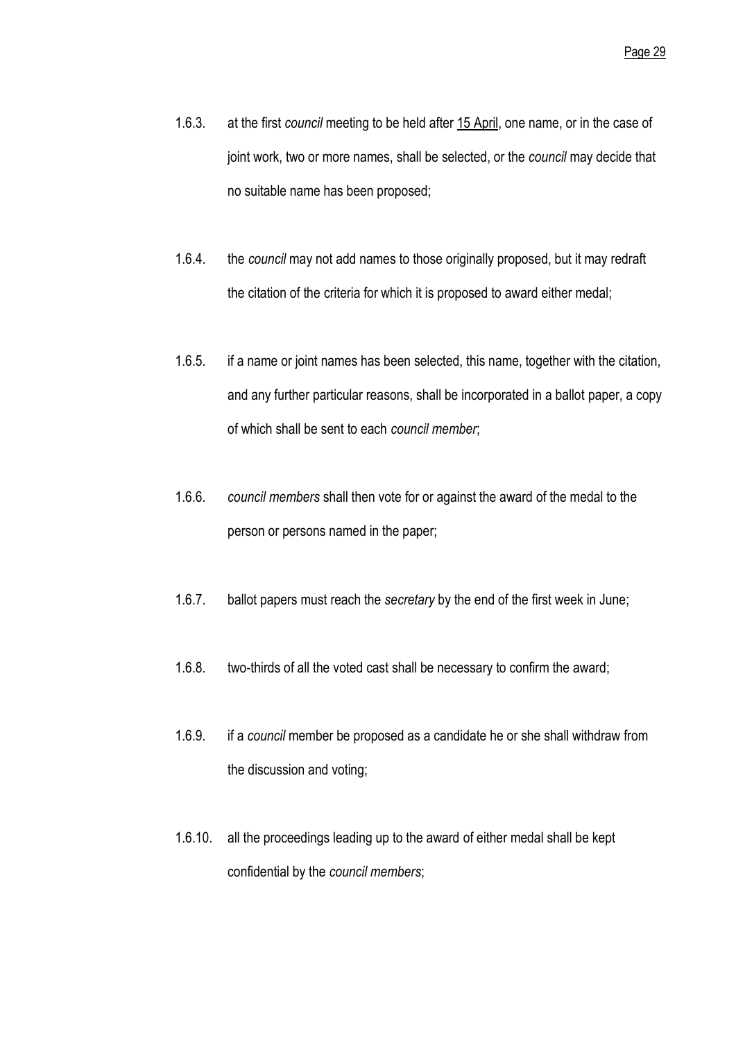1.6.3. at the first *council* meeting to be held after 15 April, one name, or in the case of joint work, two or more names, shall be selected, or the *council* may decide that no suitable name has been proposed;

1.6.4. the *council* may not add names to those originally proposed, but it may redraft the citation of the criteria for which it is proposed to award either medal;

1.6.5. if a name or joint names has been selected, this name, together with the citation, and any further particular reasons, shall be incorporated in a ballot paper, a copy of which shall be sent to each *council member*;

1.6.6. *council members* shall then vote for or against the award of the medal to the person or persons named in the paper;

1.6.7. ballot papers must reach the *secretary* by the end of the first week in June;

1.6.8. two-thirds of all the voted cast shall be necessary to confirm the award;

1.6.9. if a *council* member be proposed as a candidate he or she shall withdraw from the discussion and voting;

1.6.10. all the proceedings leading up to the award of either medal shall be kept confidential by the *council members*;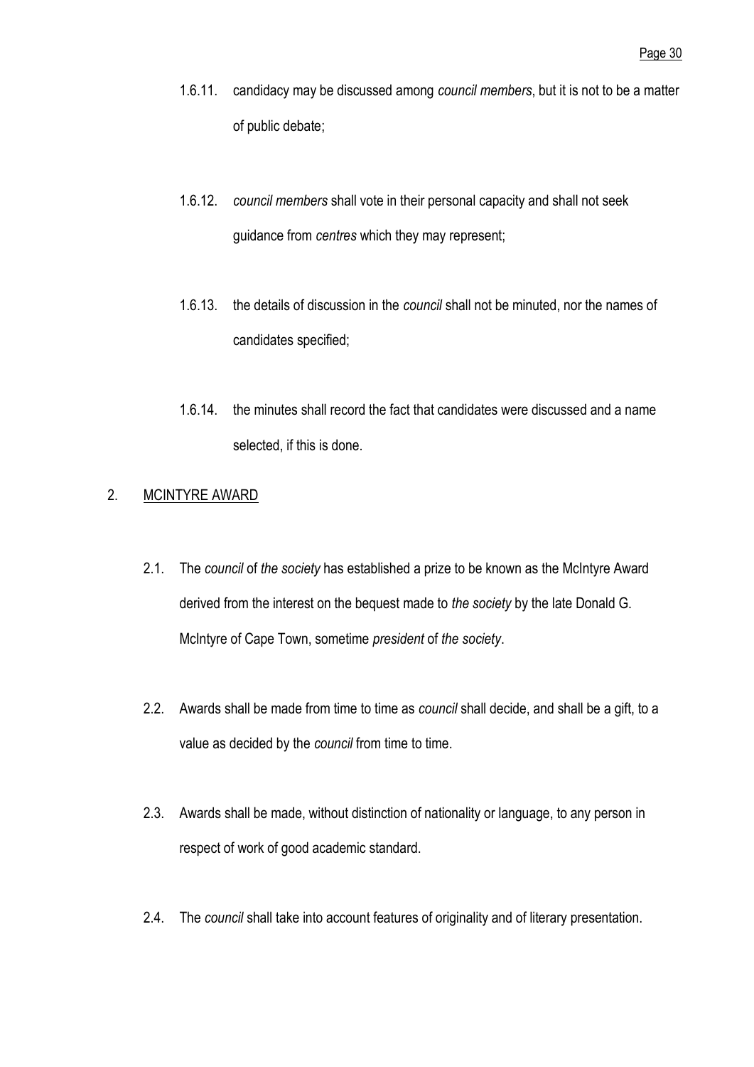1.6.11. candidacy may be discussed among *council members*, but it is not to be a matter of public debate;

1.6.12. *council members* shall vote in their personal capacity and shall not seek guidance from *centres* which they may represent;

1.6.13. the details of discussion in the *council* shall not be minuted, nor the names of candidates specified;

1.6.14. the minutes shall record the fact that candidates were discussed and a name selected, if this is done.

## 2. MCINTYRE AWARD

2.1. The *council* of *the society* has established a prize to be known as the McIntyre Award derived from the interest on the bequest made to *the society* by the late Donald G. McIntyre of Cape Town, sometime *president* of *the society*.

2.2. Awards shall be made from time to time as *council* shall decide, and shall be a gift, to a value as decided by the *council* from time to time.

2.3. Awards shall be made, without distinction of nationality or language, to any person in respect of work of good academic standard.

2.4. The *council* shall take into account features of originality and of literary presentation.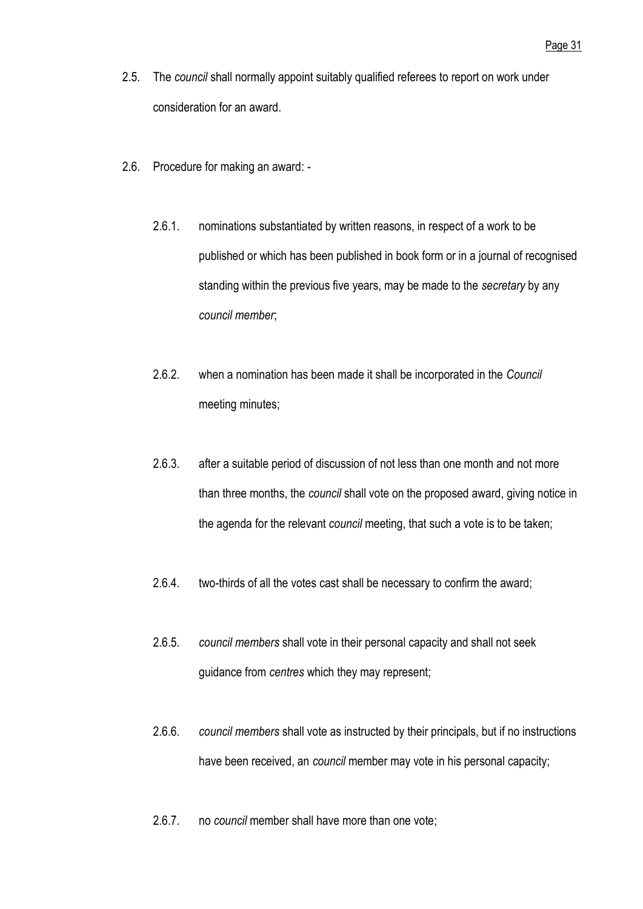2.5. The *council* shall normally appoint suitably qualified referees to report on work under consideration for an award.

2.6. Procedure for making an award: -

2.6.1. nominations substantiated by written reasons, in respect of a work to be published or which has been published in book form or in a journal of recognised standing within the previous five years, may be made to the *secretary* by any *council member*;

2.6.2. when a nomination has been made it shall be incorporated in the *Council* meeting minutes;

2.6.3. after a suitable period of discussion of not less than one month and not more than three months, the *council* shall vote on the proposed award, giving notice in the agenda for the relevant *council* meeting, that such a vote is to be taken;

2.6.4. two-thirds of all the votes cast shall be necessary to confirm the award;

2.6.5. *council members* shall vote in their personal capacity and shall not seek guidance from *centres* which they may represent;

2.6.6. *council members* shall vote as instructed by their principals, but if no instructions have been received, an *council* member may vote in his personal capacity;

2.6.7. no *council* member shall have more than one vote;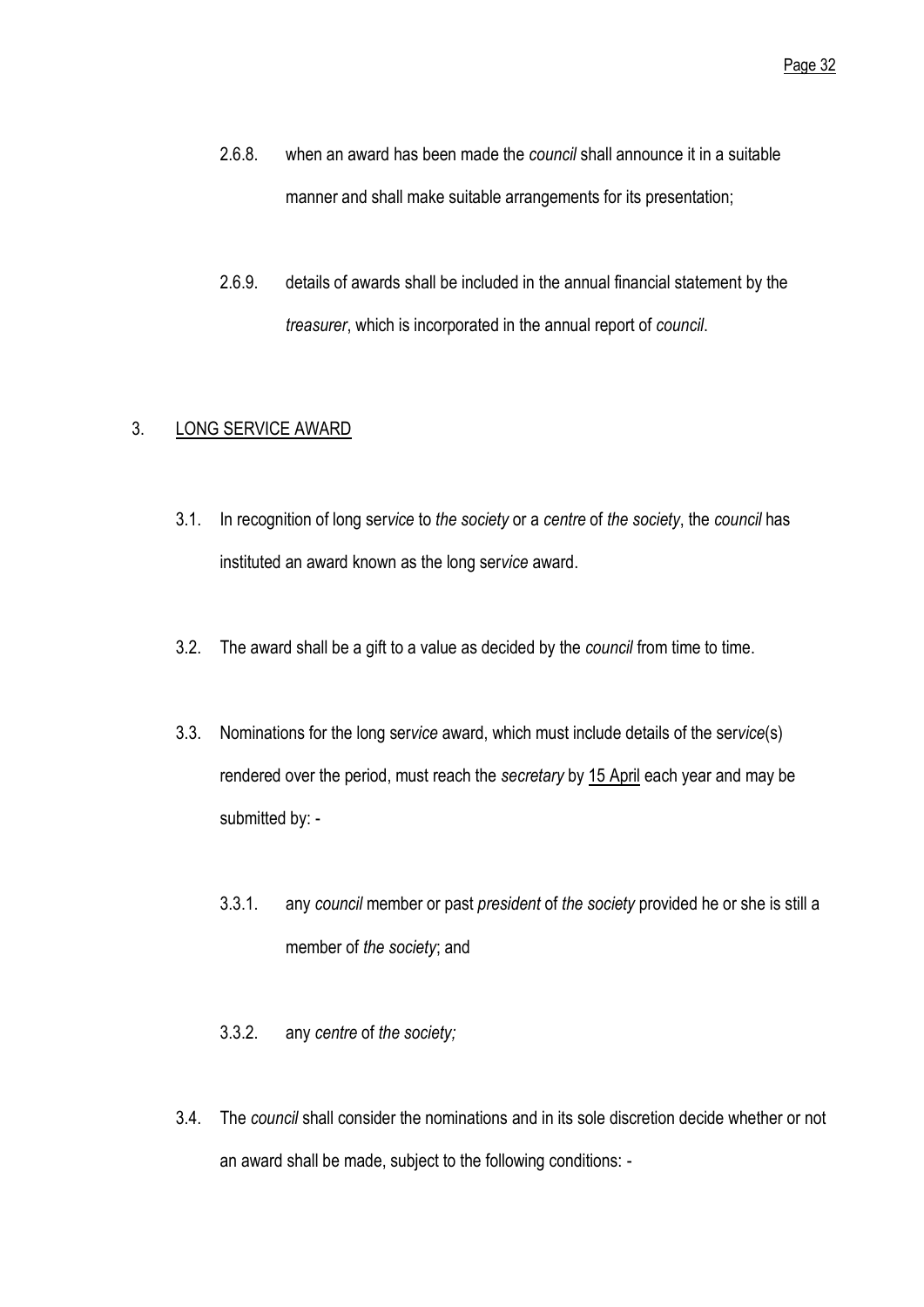2.6.8. when an award has been made the *council* shall announce it in a suitable manner and shall make suitable arrangements for its presentation;

2.6.9. details of awards shall be included in the annual financial statement by the *treasurer*, which is incorporated in the annual report of *council*.

## 3. LONG SERVICE AWARD

3.1. In recognition of long ser*vice* to *the society* or a *centre* of *the society*, the *council* has instituted an award known as the long ser*vice* award.

3.2. The award shall be a gift to a value as decided by the *council* from time to time.

3.3. Nominations for the long ser*vice* award, which must include details of the ser*vice*(s) rendered over the period, must reach the *secretary* by 15 April each year and may be submitted by: -

3.3.1. any *council* member or past *president* of *the society* provided he or she is still a member of *the society*; and

3.3.2. any *centre* of *the society;*

3.4. The *council* shall consider the nominations and in its sole discretion decide whether or not an award shall be made, subject to the following conditions: -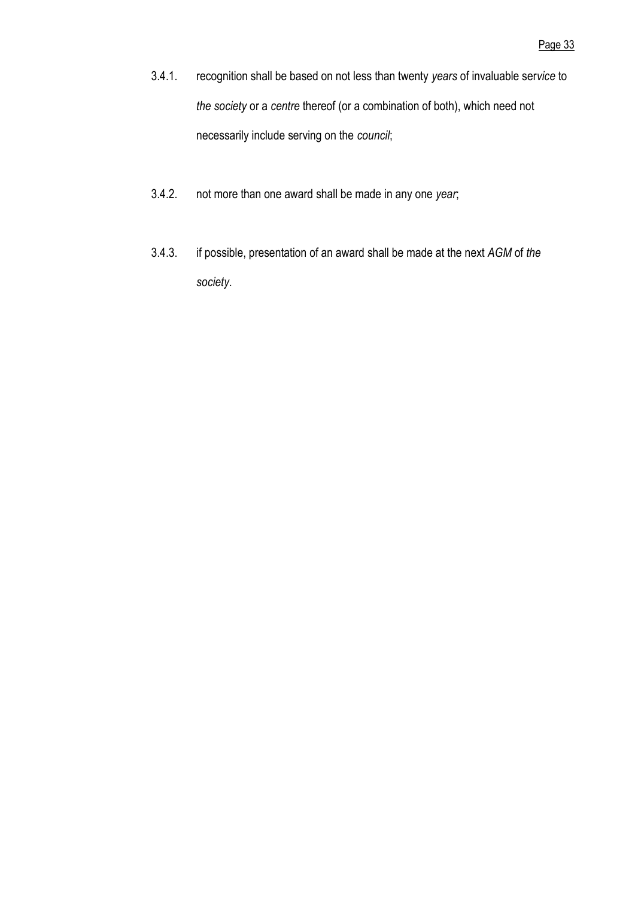3.4.1. recognition shall be based on not less than twenty *years* of invaluable ser*vice* to *the society* or a *centre* thereof (or a combination of both), which need not necessarily include serving on the *council*;

3.4.2. not more than one award shall be made in any one *year*;

3.4.3. if possible, presentation of an award shall be made at the next *AGM* of *the society*.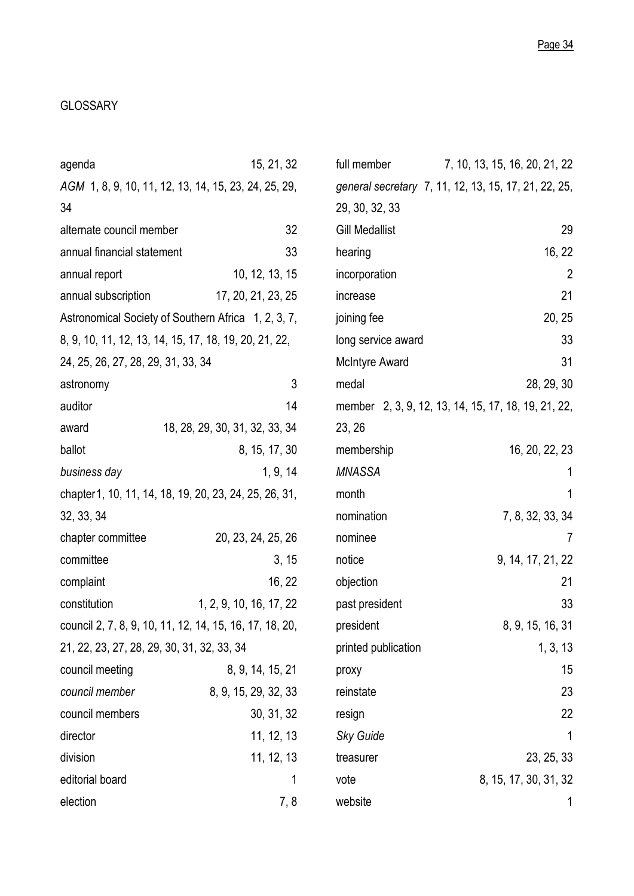GLOSSARY

agenda 15, 21, 32

*AGM* 1, 8, 9, 10, 11, 12, 13, 14, 15, 23, 24, 25, 29, 34

alternate council member 32

annual financial statement 33

annual report 10, 12, 13, 15

annual subscription 17, 20, 21, 23, 25

Astronomical Society of Southern Africa 1, 2, 3, 7, 8, 9, 10, 11, 12, 13, 14, 15, 17, 18, 19, 20, 21, 22, 24, 25, 26, 27, 28, 29, 31, 33, 34

astronomy 3

auditor 14

award 18, 28, 29, 30, 31, 32, 33, 34

ballot 8, 15, 17, 30

*business day* 1, 9, 14

chapter 1, 10, 11, 14, 18, 19, 20, 23, 24, 25, 26, 31, 32, 33, 34

chapter committee 20, 23, 24, 25, 26

committee 3, 15

complaint 16, 22

constitution 1, 2, 9, 10, 16, 17, 22

council 2, 7, 8, 9, 10, 11, 12, 14, 15, 16, 17, 18, 20, 21, 22, 23, 27, 28, 29, 30, 31, 32, 33, 34

council meeting 8, 9, 14, 15, 21

*council member* 8, 9, 15, 29, 32, 33

council members 30, 31, 32

director 11, 12, 13

division 11, 12, 13

editorial board 1

election 7, 8

full member 7, 10, 13, 15, 16, 20, 21, 22

*general secretary* 7, 11, 12, 13, 15, 17, 21, 22, 25, 29, 30, 32, 33

Gill Medallist 29

hearing 16, 22

incorporation 2

increase 21

joining fee 20, 25

long service award 33

McIntyre Award 31

medal 28, 29, 30

member 2, 3, 9, 12, 13, 14, 15, 17, 18, 19, 21, 22, 23, 26

membership 16, 20, 22, 23

*MNASSA* 1

month 1

nomination 7, 8, 32, 33, 34

nominee 7

notice 9, 14, 17, 21, 22

objection 21

past president 33

president 8, 9, 15, 16, 31

printed publication 1, 3, 13

proxy 15

reinstate 23

resign 22

*Sky Guide* 1

treasurer 23, 25, 33

vote 8, 15, 17, 30, 31, 32

website 1